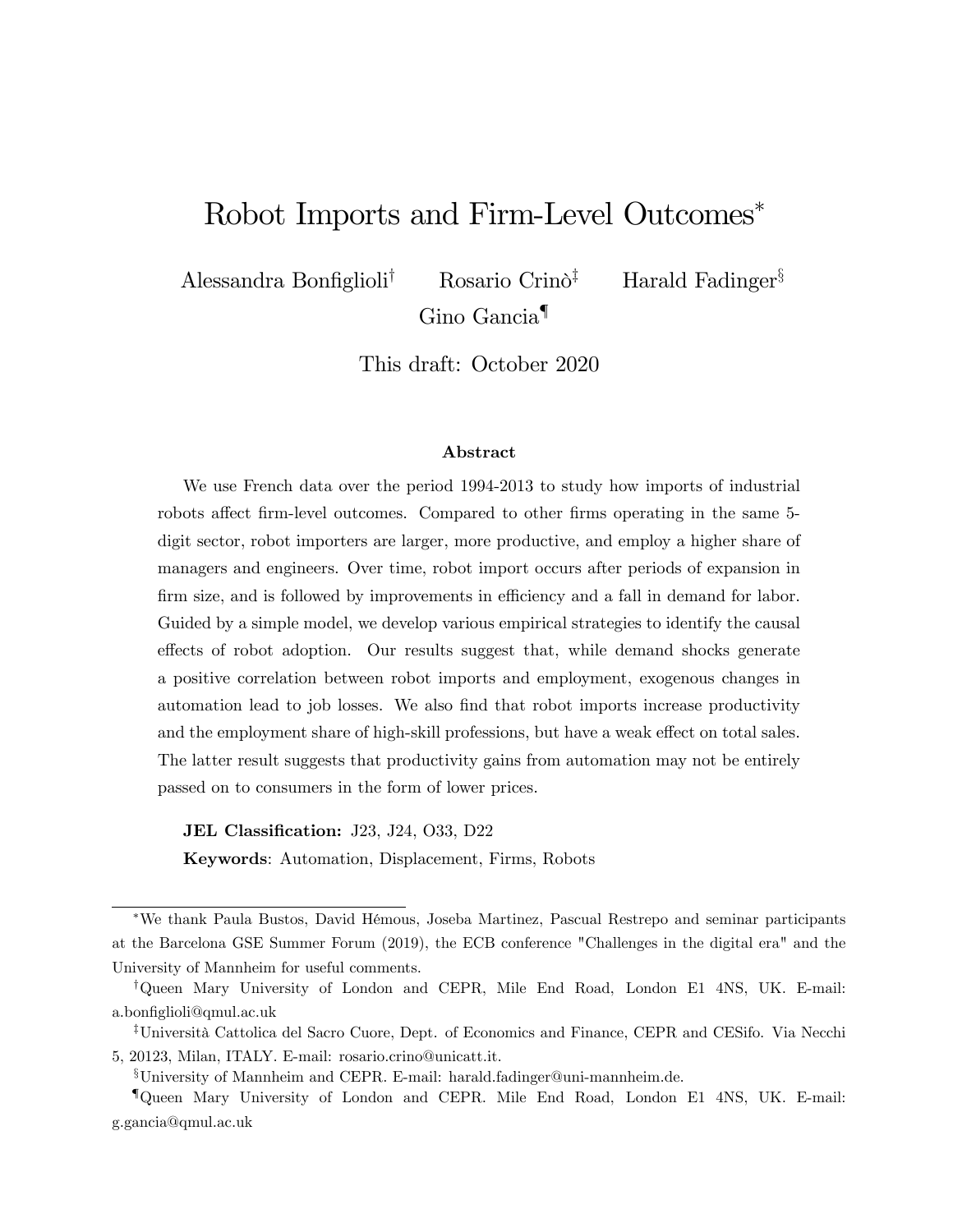# Robot Imports and Firm-Level Outcomes[*]

Alessandra Bonfiglioli[†] Rosario Crinò[‡] Harald Fadinger[§] Gino Gancia[¶]

This draft: October 2020

### Abstract

We use French data over the period 1994-2013 to study how imports of industrial robots affect firm-level outcomes. Compared to other firms operating in the same 5-digit sector, robot importers are larger, more productive, and employ a higher share of managers and engineers. Over time, robot import occurs after periods of expansion in firm size, and is followed by improvements in efficiency and a fall in demand for labor. Guided by a simple model, we develop various empirical strategies to identify the causal effects of robot adoption. Our results suggest that, while demand shocks generate a positive correlation between robot imports and employment, exogenous changes in automation lead to job losses. We also find that robot imports increase productivity and the employment share of high-skill professions, but have a weak effect on total sales. The latter result suggests that productivity gains from automation may not be entirely passed on to consumers in the form of lower prices.

**JEL Classification:** J23, J24, O33, D22

**Keywords**: Automation, Displacement, Firms, Robots

---

[*]We thank Paula Bustos, David Hémous, Joseba Martinez, Pascual Restrepo and seminar participants at the Barcelona GSE Summer Forum (2019), the ECB conference "Challenges in the digital era" and the University of Mannheim for useful comments.

[†]Queen Mary University of London and CEPR, Mile End Road, London E1 4NS, UK. E-mail: a.bonfiglioli@qmul.ac.uk

[‡]Università Cattolica del Sacro Cuore, Dept. of Economics and Finance, CEPR and CESifo. Via Necchi 5, 20123, Milan, ITALY. E-mail: rosario.crino@unicatt.it.

[§]University of Mannheim and CEPR. E-mail: harald.fadinger@uni-mannheim.de.

[¶]Queen Mary University of London and CEPR. Mile End Road, London E1 4NS, UK. E-mail: g.gancia@qmul.ac.uk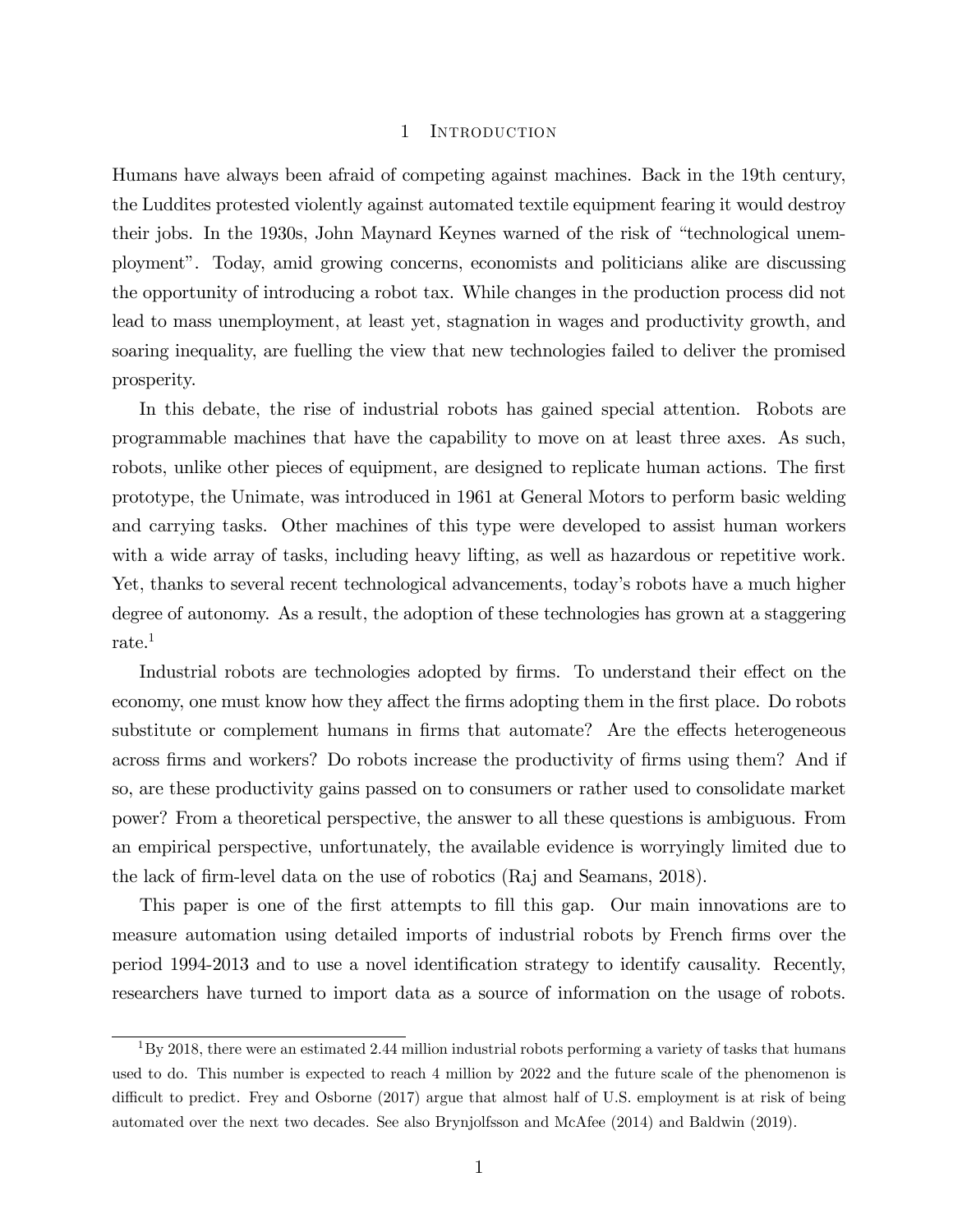# 1 Introduction

Humans have always been afraid of competing against machines. Back in the 19th century, the Luddites protested violently against automated textile equipment fearing it would destroy their jobs. In the 1930s, John Maynard Keynes warned of the risk of "technological unemployment". Today, amid growing concerns, economists and politicians alike are discussing the opportunity of introducing a robot tax. While changes in the production process did not lead to mass unemployment, at least yet, stagnation in wages and productivity growth, and soaring inequality, are fuelling the view that new technologies failed to deliver the promised prosperity.

In this debate, the rise of industrial robots has gained special attention. Robots are programmable machines that have the capability to move on at least three axes. As such, robots, unlike other pieces of equipment, are designed to replicate human actions. The first prototype, the Unimate, was introduced in 1961 at General Motors to perform basic welding and carrying tasks. Other machines of this type were developed to assist human workers with a wide array of tasks, including heavy lifting, as well as hazardous or repetitive work. Yet, thanks to several recent technological advancements, today's robots have a much higher degree of autonomy. As a result, the adoption of these technologies has grown at a staggering rate.[1]

Industrial robots are technologies adopted by firms. To understand their effect on the economy, one must know how they affect the firms adopting them in the first place. Do robots substitute or complement humans in firms that automate? Are the effects heterogeneous across firms and workers? Do robots increase the productivity of firms using them? And if so, are these productivity gains passed on to consumers or rather used to consolidate market power? From a theoretical perspective, the answer to all these questions is ambiguous. From an empirical perspective, unfortunately, the available evidence is worryingly limited due to the lack of firm-level data on the use of robotics (Raj and Seamans, 2018).

This paper is one of the first attempts to fill this gap. Our main innovations are to measure automation using detailed imports of industrial robots by French firms over the period 1994-2013 and to use a novel identification strategy to identify causality. Recently, researchers have turned to import data as a source of information on the usage of robots.

[1] By 2018, there were an estimated 2.44 million industrial robots performing a variety of tasks that humans used to do. This number is expected to reach 4 million by 2022 and the future scale of the phenomenon is difficult to predict. Frey and Osborne (2017) argue that almost half of U.S. employment is at risk of being automated over the next two decades. See also Brynjolfsson and McAfee (2014) and Baldwin (2019).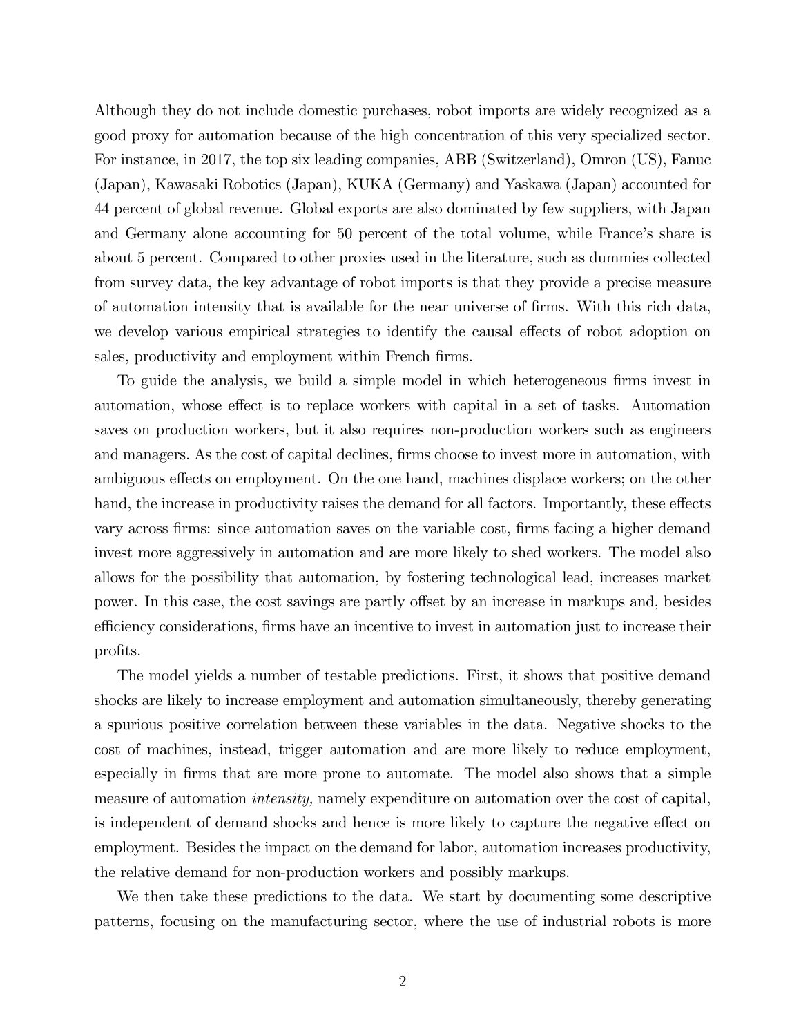Although they do not include domestic purchases, robot imports are widely recognized as a good proxy for automation because of the high concentration of this very specialized sector. For instance, in 2017, the top six leading companies, ABB (Switzerland), Omron (US), Fanuc (Japan), Kawasaki Robotics (Japan), KUKA (Germany) and Yaskawa (Japan) accounted for 44 percent of global revenue. Global exports are also dominated by few suppliers, with Japan and Germany alone accounting for 50 percent of the total volume, while France's share is about 5 percent. Compared to other proxies used in the literature, such as dummies collected from survey data, the key advantage of robot imports is that they provide a precise measure of automation intensity that is available for the near universe of firms. With this rich data, we develop various empirical strategies to identify the causal effects of robot adoption on sales, productivity and employment within French firms.

To guide the analysis, we build a simple model in which heterogeneous firms invest in automation, whose effect is to replace workers with capital in a set of tasks. Automation saves on production workers, but it also requires non-production workers such as engineers and managers. As the cost of capital declines, firms choose to invest more in automation, with ambiguous effects on employment. On the one hand, machines displace workers; on the other hand, the increase in productivity raises the demand for all factors. Importantly, these effects vary across firms: since automation saves on the variable cost, firms facing a higher demand invest more aggressively in automation and are more likely to shed workers. The model also allows for the possibility that automation, by fostering technological lead, increases market power. In this case, the cost savings are partly offset by an increase in markups and, besides efficiency considerations, firms have an incentive to invest in automation just to increase their profits.

The model yields a number of testable predictions. First, it shows that positive demand shocks are likely to increase employment and automation simultaneously, thereby generating a spurious positive correlation between these variables in the data. Negative shocks to the cost of machines, instead, trigger automation and are more likely to reduce employment, especially in firms that are more prone to automate. The model also shows that a simple measure of automation *intensity,* namely expenditure on automation over the cost of capital, is independent of demand shocks and hence is more likely to capture the negative effect on employment. Besides the impact on the demand for labor, automation increases productivity, the relative demand for non-production workers and possibly markups.

We then take these predictions to the data. We start by documenting some descriptive patterns, focusing on the manufacturing sector, where the use of industrial robots is more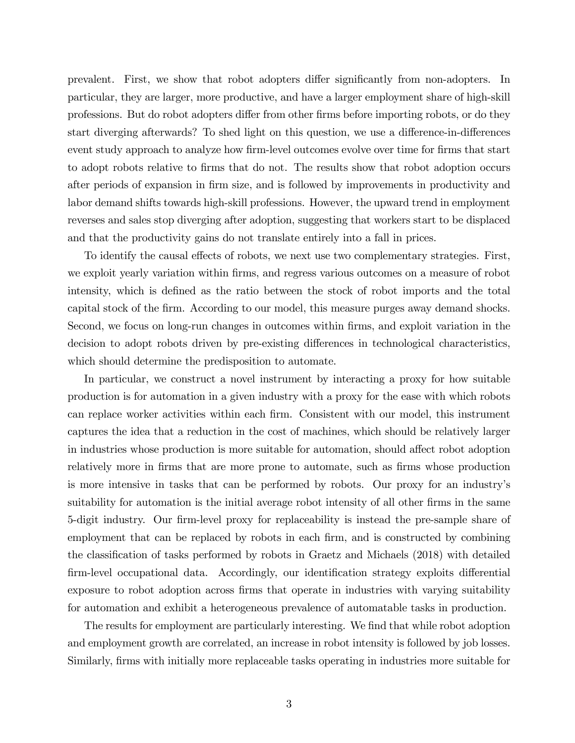prevalent. First, we show that robot adopters differ significantly from non-adopters. In particular, they are larger, more productive, and have a larger employment share of high-skill professions. But do robot adopters differ from other firms before importing robots, or do they start diverging afterwards? To shed light on this question, we use a difference-in-differences event study approach to analyze how firm-level outcomes evolve over time for firms that start to adopt robots relative to firms that do not. The results show that robot adoption occurs after periods of expansion in firm size, and is followed by improvements in productivity and labor demand shifts towards high-skill professions. However, the upward trend in employment reverses and sales stop diverging after adoption, suggesting that workers start to be displaced and that the productivity gains do not translate entirely into a fall in prices.

To identify the causal effects of robots, we next use two complementary strategies. First, we exploit yearly variation within firms, and regress various outcomes on a measure of robot intensity, which is defined as the ratio between the stock of robot imports and the total capital stock of the firm. According to our model, this measure purges away demand shocks. Second, we focus on long-run changes in outcomes within firms, and exploit variation in the decision to adopt robots driven by pre-existing differences in technological characteristics, which should determine the predisposition to automate.

In particular, we construct a novel instrument by interacting a proxy for how suitable production is for automation in a given industry with a proxy for the ease with which robots can replace worker activities within each firm. Consistent with our model, this instrument captures the idea that a reduction in the cost of machines, which should be relatively larger in industries whose production is more suitable for automation, should affect robot adoption relatively more in firms that are more prone to automate, such as firms whose production is more intensive in tasks that can be performed by robots. Our proxy for an industry's suitability for automation is the initial average robot intensity of all other firms in the same 5-digit industry. Our firm-level proxy for replaceability is instead the pre-sample share of employment that can be replaced by robots in each firm, and is constructed by combining the classification of tasks performed by robots in Graetz and Michaels (2018) with detailed firm-level occupational data. Accordingly, our identification strategy exploits differential exposure to robot adoption across firms that operate in industries with varying suitability for automation and exhibit a heterogeneous prevalence of automatable tasks in production.

The results for employment are particularly interesting. We find that while robot adoption and employment growth are correlated, an increase in robot intensity is followed by job losses. Similarly, firms with initially more replaceable tasks operating in industries more suitable for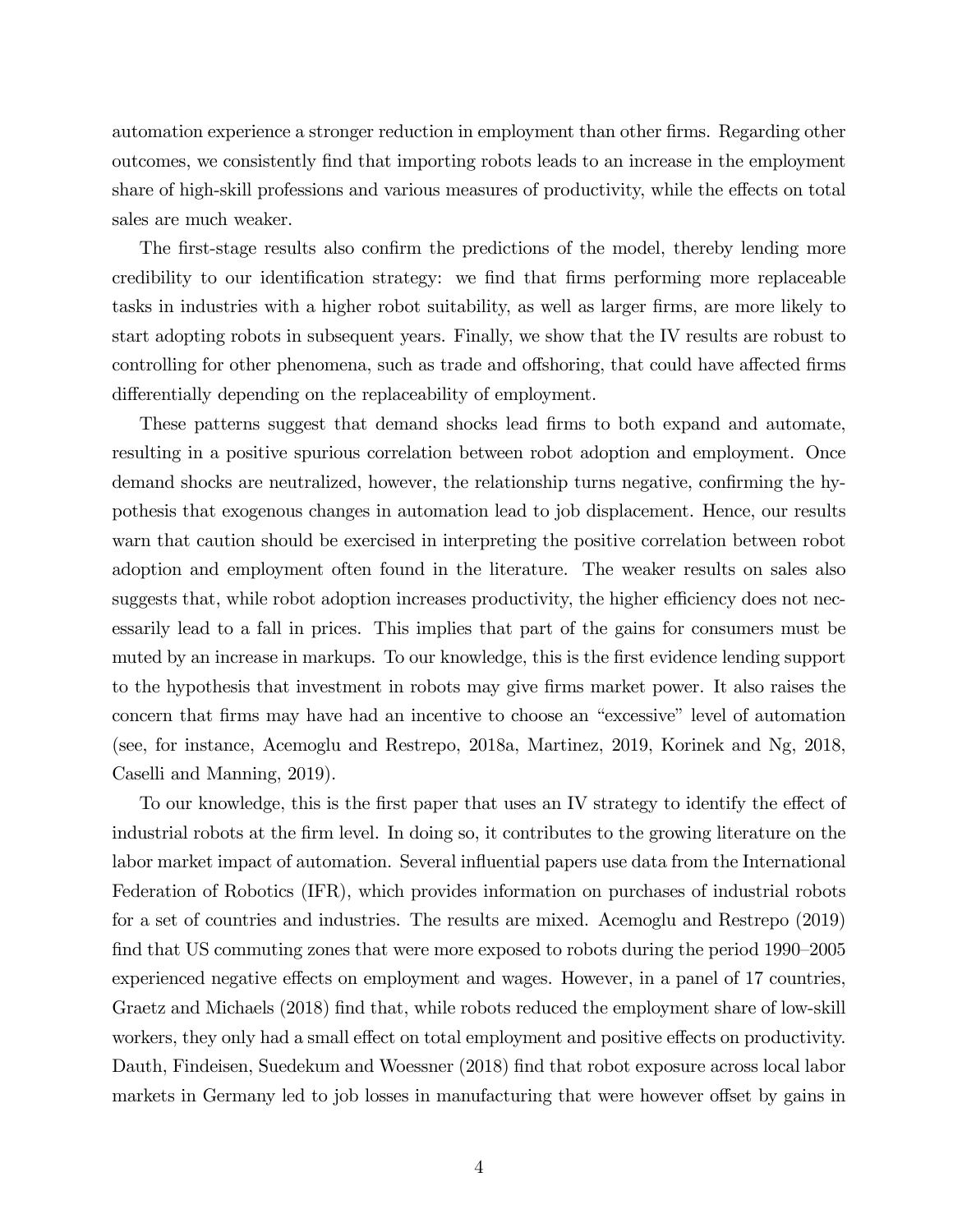automation experience a stronger reduction in employment than other firms. Regarding other outcomes, we consistently find that importing robots leads to an increase in the employment share of high-skill professions and various measures of productivity, while the effects on total sales are much weaker.

The first-stage results also confirm the predictions of the model, thereby lending more credibility to our identification strategy: we find that firms performing more replaceable tasks in industries with a higher robot suitability, as well as larger firms, are more likely to start adopting robots in subsequent years. Finally, we show that the IV results are robust to controlling for other phenomena, such as trade and offshoring, that could have affected firms differentially depending on the replaceability of employment.

These patterns suggest that demand shocks lead firms to both expand and automate, resulting in a positive spurious correlation between robot adoption and employment. Once demand shocks are neutralized, however, the relationship turns negative, confirming the hypothesis that exogenous changes in automation lead to job displacement. Hence, our results warn that caution should be exercised in interpreting the positive correlation between robot adoption and employment often found in the literature. The weaker results on sales also suggests that, while robot adoption increases productivity, the higher efficiency does not necessarily lead to a fall in prices. This implies that part of the gains for consumers must be muted by an increase in markups. To our knowledge, this is the first evidence lending support to the hypothesis that investment in robots may give firms market power. It also raises the concern that firms may have had an incentive to choose an "excessive" level of automation (see, for instance, Acemoglu and Restrepo, 2018a, Martinez, 2019, Korinek and Ng, 2018, Caselli and Manning, 2019).

To our knowledge, this is the first paper that uses an IV strategy to identify the effect of industrial robots at the firm level. In doing so, it contributes to the growing literature on the labor market impact of automation. Several influential papers use data from the International Federation of Robotics (IFR), which provides information on purchases of industrial robots for a set of countries and industries. The results are mixed. Acemoglu and Restrepo (2019) find that US commuting zones that were more exposed to robots during the period 1990–2005 experienced negative effects on employment and wages. However, in a panel of 17 countries, Graetz and Michaels (2018) find that, while robots reduced the employment share of low-skill workers, they only had a small effect on total employment and positive effects on productivity. Dauth, Findeisen, Suedekum and Woessner (2018) find that robot exposure across local labor markets in Germany led to job losses in manufacturing that were however offset by gains in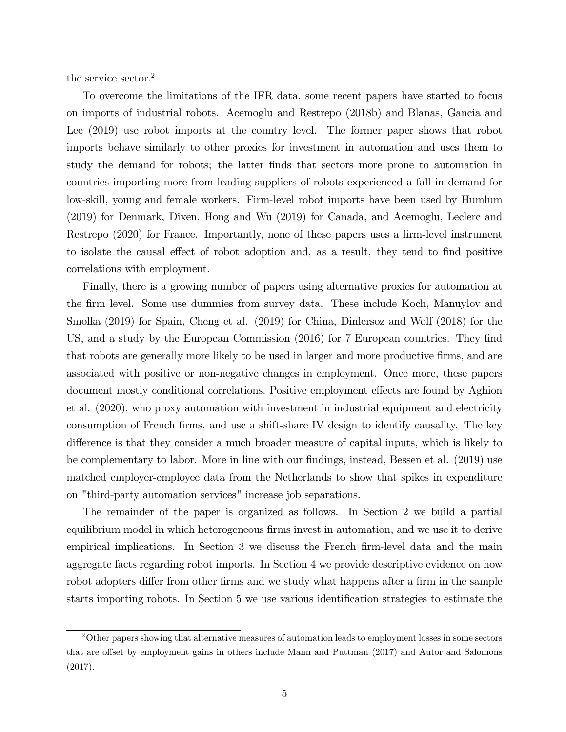the service sector.[2]

To overcome the limitations of the IFR data, some recent papers have started to focus on imports of industrial robots. Acemoglu and Restrepo (2018b) and Blanas, Gancia and Lee (2019) use robot imports at the country level. The former paper shows that robot imports behave similarly to other proxies for investment in automation and uses them to study the demand for robots; the latter finds that sectors more prone to automation in countries importing more from leading suppliers of robots experienced a fall in demand for low-skill, young and female workers. Firm-level robot imports have been used by Humlum (2019) for Denmark, Dixen, Hong and Wu (2019) for Canada, and Acemoglu, Leclerc and Restrepo (2020) for France. Importantly, none of these papers uses a firm-level instrument to isolate the causal effect of robot adoption and, as a result, they tend to find positive correlations with employment.

Finally, there is a growing number of papers using alternative proxies for automation at the firm level. Some use dummies from survey data. These include Koch, Manuylov and Smolka (2019) for Spain, Cheng et al. (2019) for China, Dinlersoz and Wolf (2018) for the US, and a study by the European Commission (2016) for 7 European countries. They find that robots are generally more likely to be used in larger and more productive firms, and are associated with positive or non-negative changes in employment. Once more, these papers document mostly conditional correlations. Positive employment effects are found by Aghion et al. (2020), who proxy automation with investment in industrial equipment and electricity consumption of French firms, and use a shift-share IV design to identify causality. The key difference is that they consider a much broader measure of capital inputs, which is likely to be complementary to labor. More in line with our findings, instead, Bessen et al. (2019) use matched employer-employee data from the Netherlands to show that spikes in expenditure on "third-party automation services" increase job separations.

The remainder of the paper is organized as follows. In Section 2 we build a partial equilibrium model in which heterogeneous firms invest in automation, and we use it to derive empirical implications. In Section 3 we discuss the French firm-level data and the main aggregate facts regarding robot imports. In Section 4 we provide descriptive evidence on how robot adopters differ from other firms and we study what happens after a firm in the sample starts importing robots. In Section 5 we use various identification strategies to estimate the

[2] Other papers showing that alternative measures of automation leads to employment losses in some sectors that are offset by employment gains in others include Mann and Puttman (2017) and Autor and Salomons (2017).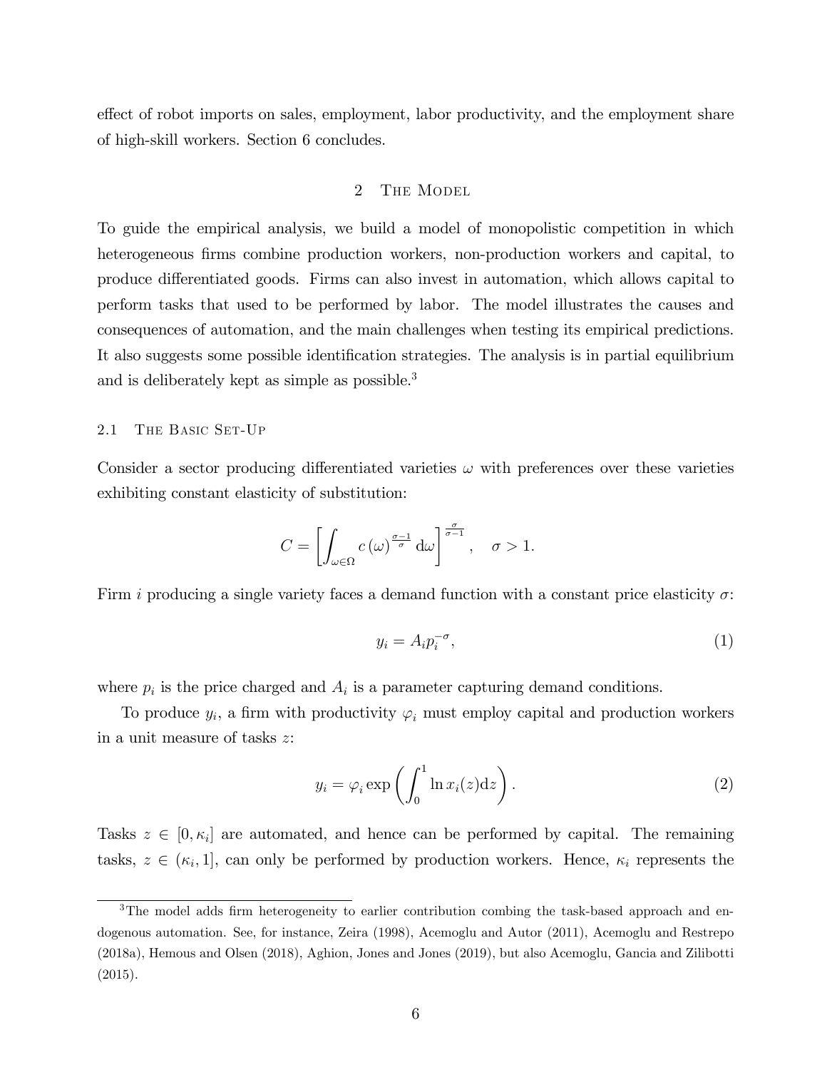effect of robot imports on sales, employment, labor productivity, and the employment share of high-skill workers. Section 6 concludes.

## 2 The Model

To guide the empirical analysis, we build a model of monopolistic competition in which heterogeneous firms combine production workers, non-production workers and capital, to produce differentiated goods. Firms can also invest in automation, which allows capital to perform tasks that used to be performed by labor. The model illustrates the causes and consequences of automation, and the main challenges when testing its empirical predictions. It also suggests some possible identification strategies. The analysis is in partial equilibrium and is deliberately kept as simple as possible.[3]

### 2.1 The Basic Set-Up

Consider a sector producing differentiated varieties $\omega$ with preferences over these varieties exhibiting constant elasticity of substitution:

$$C = \left[ \int_{\omega \in \Omega} c(\omega)^{\frac{\sigma-1}{\sigma}} \mathrm{d}\omega \right]^{\frac{\sigma}{\sigma-1}}, \quad \sigma > 1.$$

Firm $i$ producing a single variety faces a demand function with a constant price elasticity $\sigma$:

$$y_i = A_i p_i^{-\sigma}, \tag{1}$$

where $p_i$ is the price charged and $A_i$ is a parameter capturing demand conditions.

To produce $y_i$, a firm with productivity $\varphi_i$ must employ capital and production workers in a unit measure of tasks $z$:

$$y_i = \varphi_i \exp \left( \int_0^1 \ln x_i(z) \mathrm{d}z \right). \tag{2}$$

Tasks $z \in [0, \kappa_i]$ are automated, and hence can be performed by capital. The remaining tasks, $z \in (\kappa_i, 1]$, can only be performed by production workers. Hence, $\kappa_i$ represents the

[3] The model adds firm heterogeneity to earlier contribution combing the task-based approach and endogenous automation. See, for instance, Zeira (1998), Acemoglu and Autor (2011), Acemoglu and Restrepo (2018a), Hemous and Olsen (2018), Aghion, Jones and Jones (2019), but also Acemoglu, Gancia and Zilibotti (2015).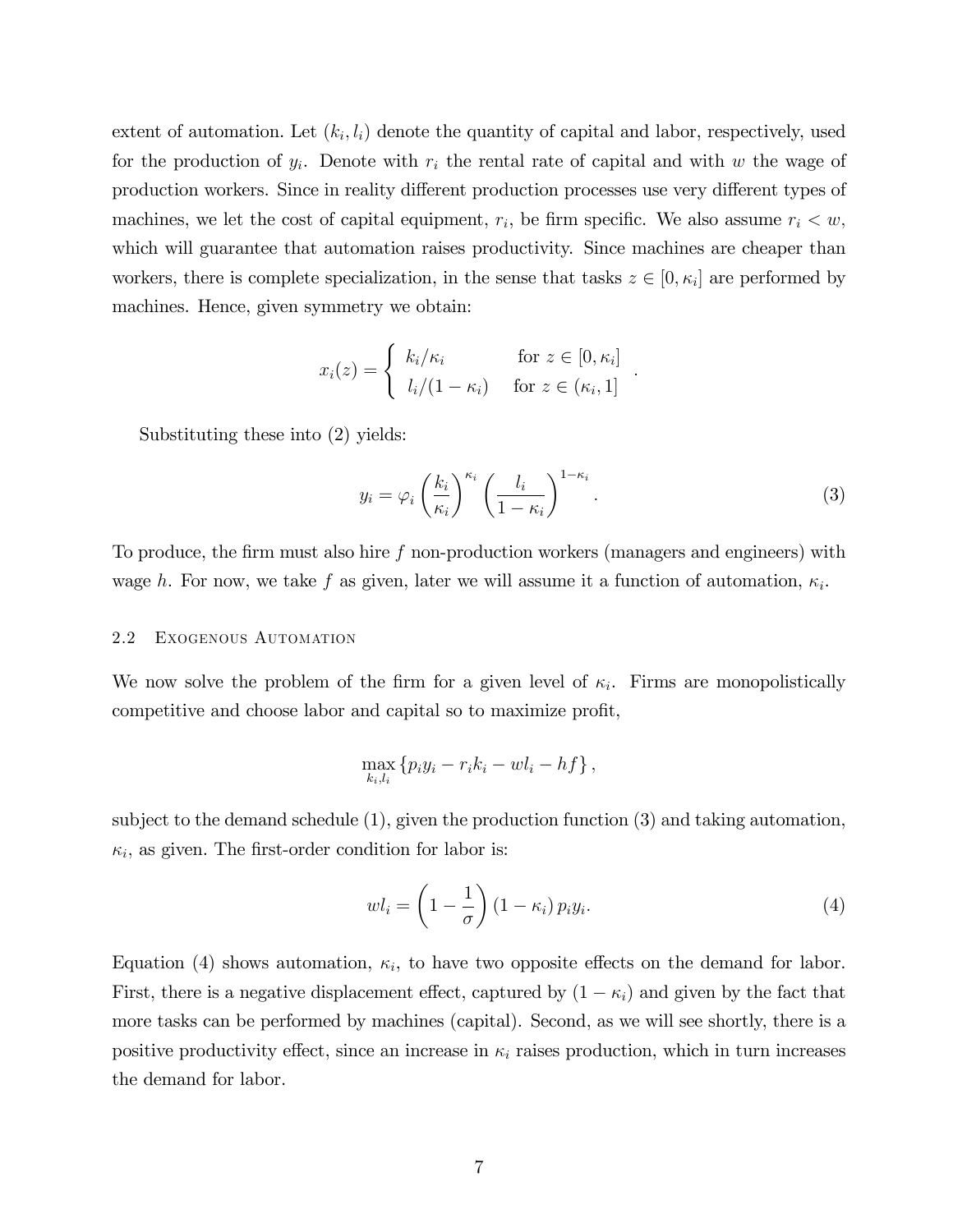extent of automation. Let $(k_i, l_i)$ denote the quantity of capital and labor, respectively, used for the production of $y_i$. Denote with $r_i$ the rental rate of capital and with $w$ the wage of production workers. Since in reality different production processes use very different types of machines, we let the cost of capital equipment, $r_i$, be firm specific. We also assume $r_i < w$, which will guarantee that automation raises productivity. Since machines are cheaper than workers, there is complete specialization, in the sense that tasks $z \in [0, \kappa_i]$ are performed by machines. Hence, given symmetry we obtain:

$$x_i(z) = \begin{cases} k_i/\kappa_i & \text{for } z \in [0, \kappa_i] \\ l_i/(1-\kappa_i) & \text{for } z \in (\kappa_i, 1] \end{cases}.$$

Substituting these into (2) yields:

$$y_i = \varphi_i \left(\frac{k_i}{\kappa_i}\right)^{\kappa_i} \left(\frac{l_i}{1-\kappa_i}\right)^{1-\kappa_i}. \tag{3}$$

To produce, the firm must also hire $f$ non-production workers (managers and engineers) with wage $h$. For now, we take $f$ as given, later we will assume it a function of automation, $\kappa_i$.

### 2.2 Exogenous Automation

We now solve the problem of the firm for a given level of $\kappa_i$. Firms are monopolistically competitive and choose labor and capital so to maximize profit,

$$\max_{k_i, l_i} \left\{ p_i y_i - r_i k_i - w l_i - h f \right\},$$

subject to the demand schedule (1), given the production function (3) and taking automation, $\kappa_i$, as given. The first-order condition for labor is:

$$w l_i = \left(1 - \frac{1}{\sigma}\right) (1 - \kappa_i) \, p_i y_i. \tag{4}$$

Equation (4) shows automation, $\kappa_i$, to have two opposite effects on the demand for labor. First, there is a negative displacement effect, captured by $(1 - \kappa_i)$ and given by the fact that more tasks can be performed by machines (capital). Second, as we will see shortly, there is a positive productivity effect, since an increase in $\kappa_i$ raises production, which in turn increases the demand for labor.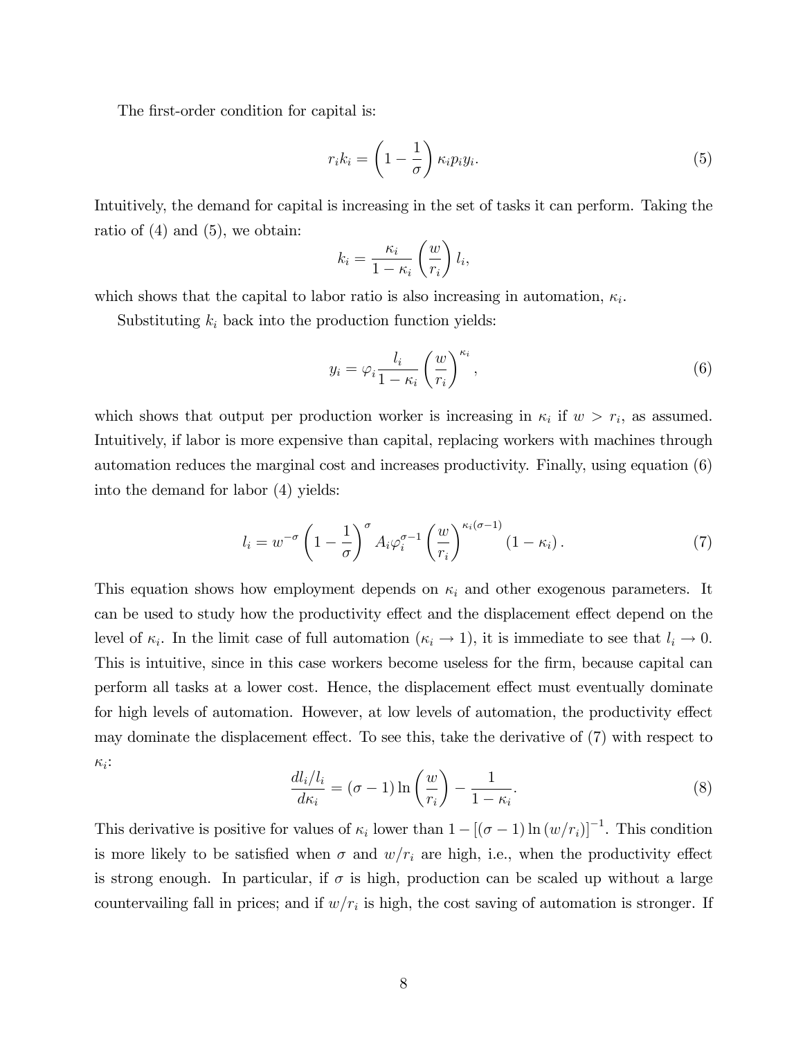The first-order condition for capital is:

$$r_i k_i = \left(1 - \frac{1}{\sigma}\right) \kappa_i p_i y_i. \tag{5}$$

Intuitively, the demand for capital is increasing in the set of tasks it can perform. Taking the ratio of (4) and (5), we obtain:

$$k_i = \frac{\kappa_i}{1 - \kappa_i} \left(\frac{w}{r_i}\right) l_i,$$

which shows that the capital to labor ratio is also increasing in automation, $\kappa_i$.

Substituting $k_i$ back into the production function yields:

$$y_i = \varphi_i \frac{l_i}{1 - \kappa_i} \left(\frac{w}{r_i}\right)^{\kappa_i}, \tag{6}$$

which shows that output per production worker is increasing in $\kappa_i$ if $w > r_i$, as assumed. Intuitively, if labor is more expensive than capital, replacing workers with machines through automation reduces the marginal cost and increases productivity. Finally, using equation (6) into the demand for labor (4) yields:

$$l_i = w^{-\sigma} \left(1 - \frac{1}{\sigma}\right)^{\sigma} A_i \varphi_i^{\sigma - 1} \left(\frac{w}{r_i}\right)^{\kappa_i(\sigma - 1)} (1 - \kappa_i). \tag{7}$$

This equation shows how employment depends on $\kappa_i$ and other exogenous parameters. It can be used to study how the productivity effect and the displacement effect depend on the level of $\kappa_i$. In the limit case of full automation ($\kappa_i \to 1$), it is immediate to see that $l_i \to 0$. This is intuitive, since in this case workers become useless for the firm, because capital can perform all tasks at a lower cost. Hence, the displacement effect must eventually dominate for high levels of automation. However, at low levels of automation, the productivity effect may dominate the displacement effect. To see this, take the derivative of (7) with respect to $\kappa_i$:

$$\frac{dl_i/l_i}{d\kappa_i} = (\sigma - 1) \ln\left(\frac{w}{r_i}\right) - \frac{1}{1 - \kappa_i}. \tag{8}$$

This derivative is positive for values of $\kappa_i$ lower than $1 - \left[(\sigma - 1)\ln(w/r_i)\right]^{-1}$. This condition is more likely to be satisfied when $\sigma$ and $w/r_i$ are high, i.e., when the productivity effect is strong enough. In particular, if $\sigma$ is high, production can be scaled up without a large countervailing fall in prices; and if $w/r_i$ is high, the cost saving of automation is stronger. If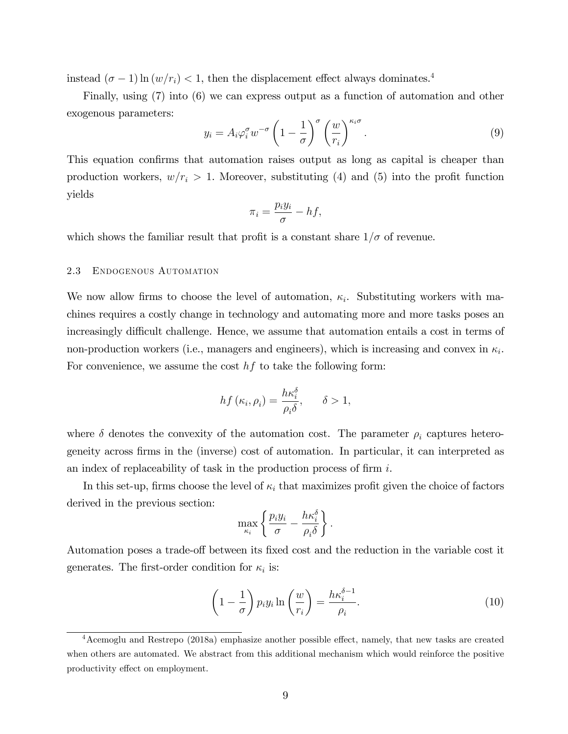instead $(\sigma - 1)\ln(w/r_i) < 1$, then the displacement effect always dominates.[4]

Finally, using (7) into (6) we can express output as a function of automation and other exogenous parameters:

$$y_i = A_i \varphi_i^\sigma w^{-\sigma} \left(1 - \frac{1}{\sigma}\right)^\sigma \left(\frac{w}{r_i}\right)^{\kappa_i \sigma}. \tag{9}$$

This equation confirms that automation raises output as long as capital is cheaper than production workers, $w/r_i > 1$. Moreover, substituting (4) and (5) into the profit function yields

$$\pi_i = \frac{p_i y_i}{\sigma} - hf,$$

which shows the familiar result that profit is a constant share $1/\sigma$ of revenue.

### 2.3 Endogenous Automation

We now allow firms to choose the level of automation, $\kappa_i$. Substituting workers with machines requires a costly change in technology and automating more and more tasks poses an increasingly difficult challenge. Hence, we assume that automation entails a cost in terms of non-production workers (i.e., managers and engineers), which is increasing and convex in $\kappa_i$. For convenience, we assume the cost $hf$ to take the following form:

$$hf(\kappa_i, \rho_i) = \frac{h\kappa_i^\delta}{\rho_i \delta}, \qquad \delta > 1,$$

where $\delta$ denotes the convexity of the automation cost. The parameter $\rho_i$ captures heterogeneity across firms in the (inverse) cost of automation. In particular, it can interpreted as an index of replaceability of task in the production process of firm $i$.

In this set-up, firms choose the level of $\kappa_i$ that maximizes profit given the choice of factors derived in the previous section:

$$\max_{\kappa_i} \left\{ \frac{p_i y_i}{\sigma} - \frac{h\kappa_i^\delta}{\rho_i \delta} \right\}.$$

Automation poses a trade-off between its fixed cost and the reduction in the variable cost it generates. The first-order condition for $\kappa_i$ is:

$$\left(1 - \frac{1}{\sigma}\right) p_i y_i \ln\left(\frac{w}{r_i}\right) = \frac{h\kappa_i^{\delta - 1}}{\rho_i}. \tag{10}$$

[4] Acemoglu and Restrepo (2018a) emphasize another possible effect, namely, that new tasks are created when others are automated. We abstract from this additional mechanism which would reinforce the positive productivity effect on employment.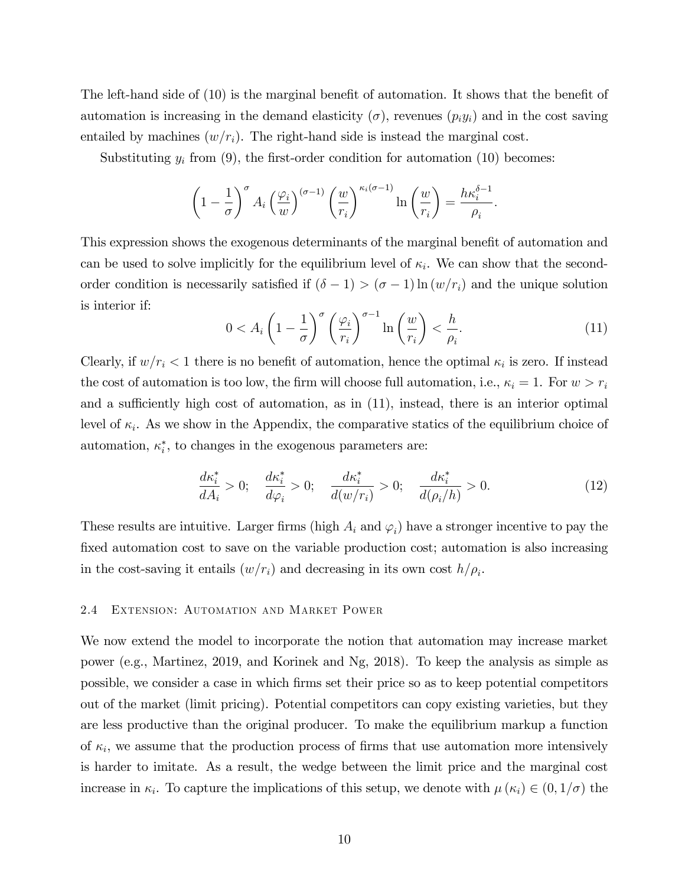The left-hand side of (10) is the marginal benefit of automation. It shows that the benefit of automation is increasing in the demand elasticity ($\sigma$), revenues ($p_i y_i$) and in the cost saving entailed by machines ($w/r_i$). The right-hand side is instead the marginal cost.

Substituting $y_i$ from (9), the first-order condition for automation (10) becomes:

$$\left(1-\frac{1}{\sigma}\right)^{\sigma} A_i \left(\frac{\varphi_i}{w}\right)^{(\sigma-1)} \left(\frac{w}{r_i}\right)^{\kappa_i(\sigma-1)} \ln\left(\frac{w}{r_i}\right) = \frac{h\kappa_i^{\delta-1}}{\rho_i}.$$

This expression shows the exogenous determinants of the marginal benefit of automation and can be used to solve implicitly for the equilibrium level of $\kappa_i$. We can show that the second-order condition is necessarily satisfied if $(\delta-1) > (\sigma-1)\ln(w/r_i)$ and the unique solution is interior if:

$$0 < A_i \left(1-\frac{1}{\sigma}\right)^{\sigma} \left(\frac{\varphi_i}{r_i}\right)^{\sigma-1} \ln\left(\frac{w}{r_i}\right) < \frac{h}{\rho_i}. \tag{11}$$

Clearly, if $w/r_i < 1$ there is no benefit of automation, hence the optimal $\kappa_i$ is zero. If instead the cost of automation is too low, the firm will choose full automation, i.e., $\kappa_i = 1$. For $w > r_i$ and a sufficiently high cost of automation, as in (11), instead, there is an interior optimal level of $\kappa_i$. As we show in the Appendix, the comparative statics of the equilibrium choice of automation, $\kappa_i^*$, to changes in the exogenous parameters are:

$$\frac{d\kappa_i^*}{dA_i} > 0; \quad \frac{d\kappa_i^*}{d\varphi_i} > 0; \quad \frac{d\kappa_i^*}{d(w/r_i)} > 0; \quad \frac{d\kappa_i^*}{d(\rho_i/h)} > 0. \tag{12}$$

These results are intuitive. Larger firms (high $A_i$ and $\varphi_i$) have a stronger incentive to pay the fixed automation cost to save on the variable production cost; automation is also increasing in the cost-saving it entails ($w/r_i$) and decreasing in its own cost $h/\rho_i$.

### 2.4 Extension: Automation and Market Power

We now extend the model to incorporate the notion that automation may increase market power (e.g., Martinez, 2019, and Korinek and Ng, 2018). To keep the analysis as simple as possible, we consider a case in which firms set their price so as to keep potential competitors out of the market (limit pricing). Potential competitors can copy existing varieties, but they are less productive than the original producer. To make the equilibrium markup a function of $\kappa_i$, we assume that the production process of firms that use automation more intensively is harder to imitate. As a result, the wedge between the limit price and the marginal cost increase in $\kappa_i$. To capture the implications of this setup, we denote with $\mu(\kappa_i) \in (0, 1/\sigma)$ the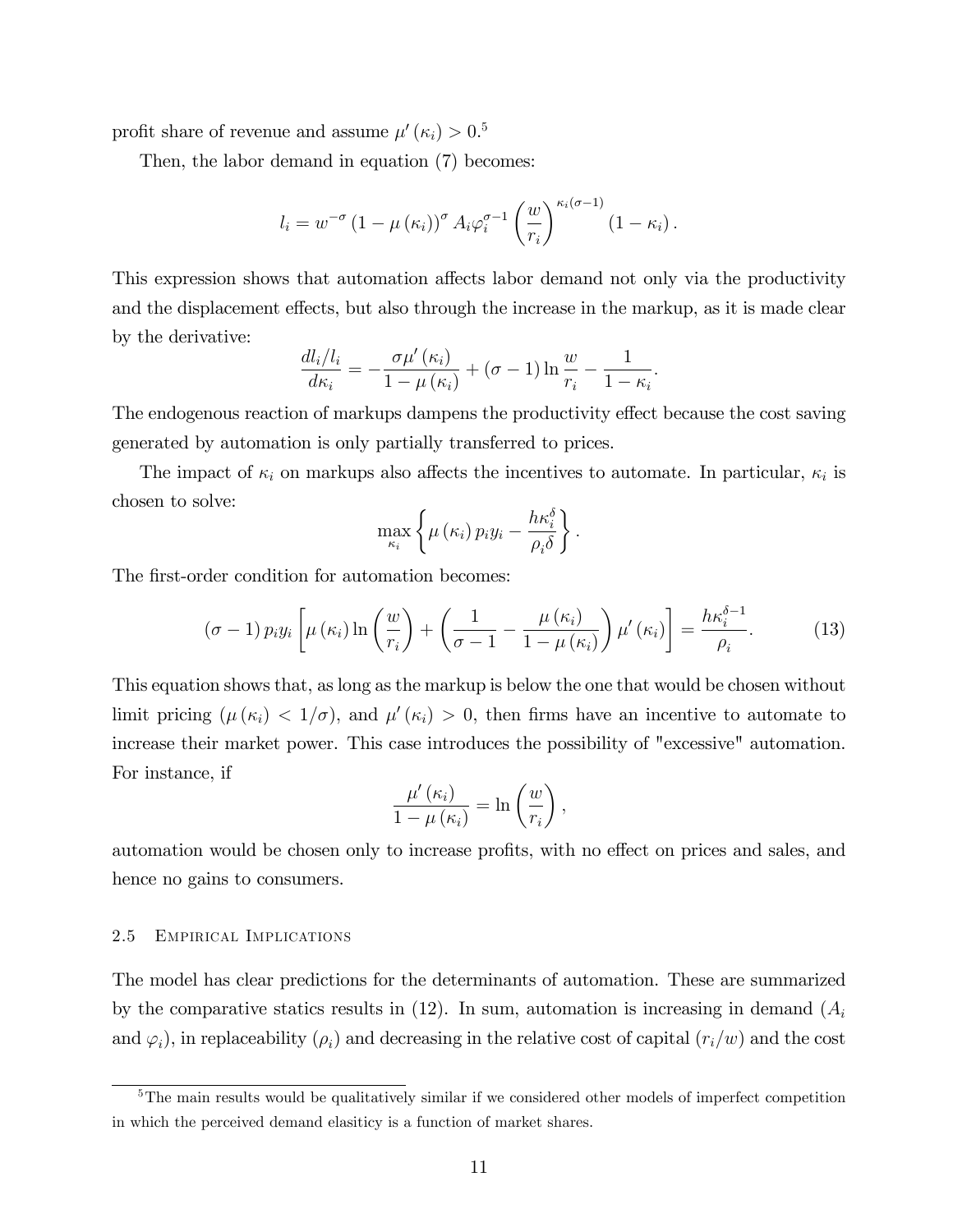profit share of revenue and assume $\mu'(\kappa_i) > 0$.[5]

Then, the labor demand in equation (7) becomes:

$$l_i = w^{-\sigma} (1 - \mu(\kappa_i))^{\sigma} A_i \varphi_i^{\sigma-1} \left(\frac{w}{r_i}\right)^{\kappa_i(\sigma-1)} (1 - \kappa_i).$$

This expression shows that automation affects labor demand not only via the productivity and the displacement effects, but also through the increase in the markup, as it is made clear by the derivative:

$$\frac{dl_i/l_i}{d\kappa_i} = -\frac{\sigma \mu'(\kappa_i)}{1 - \mu(\kappa_i)} + (\sigma - 1) \ln \frac{w}{r_i} - \frac{1}{1 - \kappa_i}.$$

The endogenous reaction of markups dampens the productivity effect because the cost saving generated by automation is only partially transferred to prices.

The impact of $\kappa_i$ on markups also affects the incentives to automate. In particular, $\kappa_i$ is chosen to solve:

$$\max_{\kappa_i} \left\{ \mu(\kappa_i) p_i y_i - \frac{h \kappa_i^{\delta}}{\rho_i \delta} \right\}.$$

The first-order condition for automation becomes:

$$(\sigma - 1) p_i y_i \left[ \mu(\kappa_i) \ln\left(\frac{w}{r_i}\right) + \left(\frac{1}{\sigma - 1} - \frac{\mu(\kappa_i)}{1 - \mu(\kappa_i)}\right) \mu'(\kappa_i) \right] = \frac{h \kappa_i^{\delta - 1}}{\rho_i}. \tag{13}$$

This equation shows that, as long as the markup is below the one that would be chosen without limit pricing ($\mu(\kappa_i) < 1/\sigma$), and $\mu'(\kappa_i) > 0$, then firms have an incentive to automate to increase their market power. This case introduces the possibility of "excessive" automation. For instance, if

$$\frac{\mu'(\kappa_i)}{1 - \mu(\kappa_i)} = \ln\left(\frac{w}{r_i}\right),$$

automation would be chosen only to increase profits, with no effect on prices and sales, and hence no gains to consumers.

### 2.5 Empirical Implications

The model has clear predictions for the determinants of automation. These are summarized by the comparative statics results in (12). In sum, automation is increasing in demand ($A_i$ and $\varphi_i$), in replaceability ($\rho_i$) and decreasing in the relative cost of capital ($r_i/w$) and the cost

---

[5] The main results would be qualitatively similar if we considered other models of imperfect competition in which the perceived demand elasiticy is a function of market shares.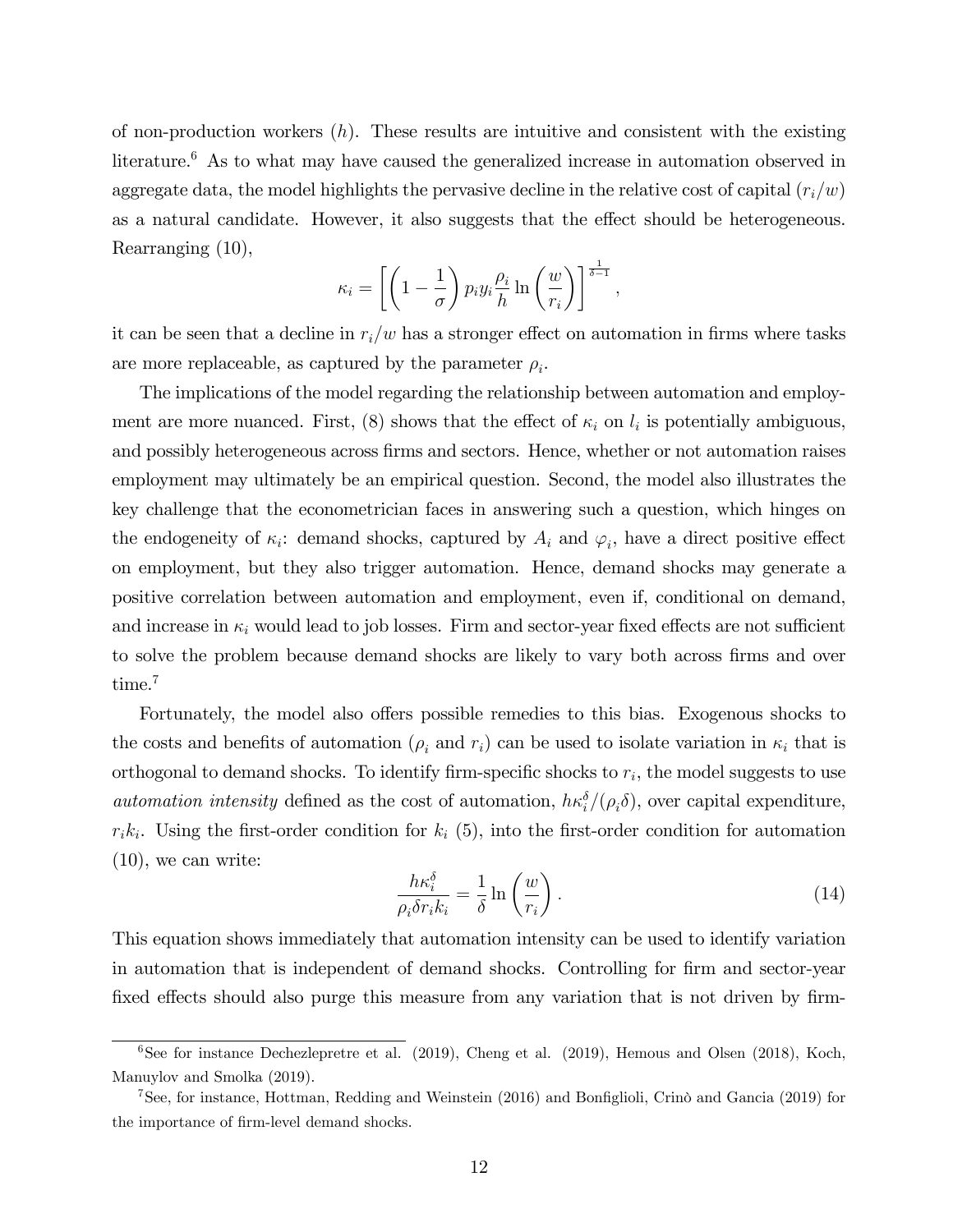of non-production workers ($h$). These results are intuitive and consistent with the existing literature.[6] As to what may have caused the generalized increase in automation observed in aggregate data, the model highlights the pervasive decline in the relative cost of capital ($r_i/w$) as a natural candidate. However, it also suggests that the effect should be heterogeneous. Rearranging (10),

$$\kappa_i = \left[\left(1 - \frac{1}{\sigma}\right) p_i y_i \frac{\rho_i}{h} \ln\left(\frac{w}{r_i}\right)\right]^{\frac{1}{\delta - 1}},$$

it can be seen that a decline in $r_i/w$ has a stronger effect on automation in firms where tasks are more replaceable, as captured by the parameter $\rho_i$.

The implications of the model regarding the relationship between automation and employment are more nuanced. First, (8) shows that the effect of $\kappa_i$ on $l_i$ is potentially ambiguous, and possibly heterogeneous across firms and sectors. Hence, whether or not automation raises employment may ultimately be an empirical question. Second, the model also illustrates the key challenge that the econometrician faces in answering such a question, which hinges on the endogeneity of $\kappa_i$: demand shocks, captured by $A_i$ and $\varphi_i$, have a direct positive effect on employment, but they also trigger automation. Hence, demand shocks may generate a positive correlation between automation and employment, even if, conditional on demand, and increase in $\kappa_i$ would lead to job losses. Firm and sector-year fixed effects are not sufficient to solve the problem because demand shocks are likely to vary both across firms and over time.[7]

Fortunately, the model also offers possible remedies to this bias. Exogenous shocks to the costs and benefits of automation ($\rho_i$ and $r_i$) can be used to isolate variation in $\kappa_i$ that is orthogonal to demand shocks. To identify firm-specific shocks to $r_i$, the model suggests to use *automation intensity* defined as the cost of automation, $h\kappa_i^\delta/(\rho_i\delta)$, over capital expenditure, $r_i k_i$. Using the first-order condition for $k_i$ (5), into the first-order condition for automation (10), we can write:

$$\frac{h\kappa_i^\delta}{\rho_i \delta r_i k_i} = \frac{1}{\delta} \ln\left(\frac{w}{r_i}\right). \tag{14}$$

This equation shows immediately that automation intensity can be used to identify variation in automation that is independent of demand shocks. Controlling for firm and sector-year fixed effects should also purge this measure from any variation that is not driven by firm-

---

[6] See for instance Dechezlepretre et al. (2019), Cheng et al. (2019), Hemous and Olsen (2018), Koch, Manuylov and Smolka (2019).

[7] See, for instance, Hottman, Redding and Weinstein (2016) and Bonfiglioli, Crinò and Gancia (2019) for the importance of firm-level demand shocks.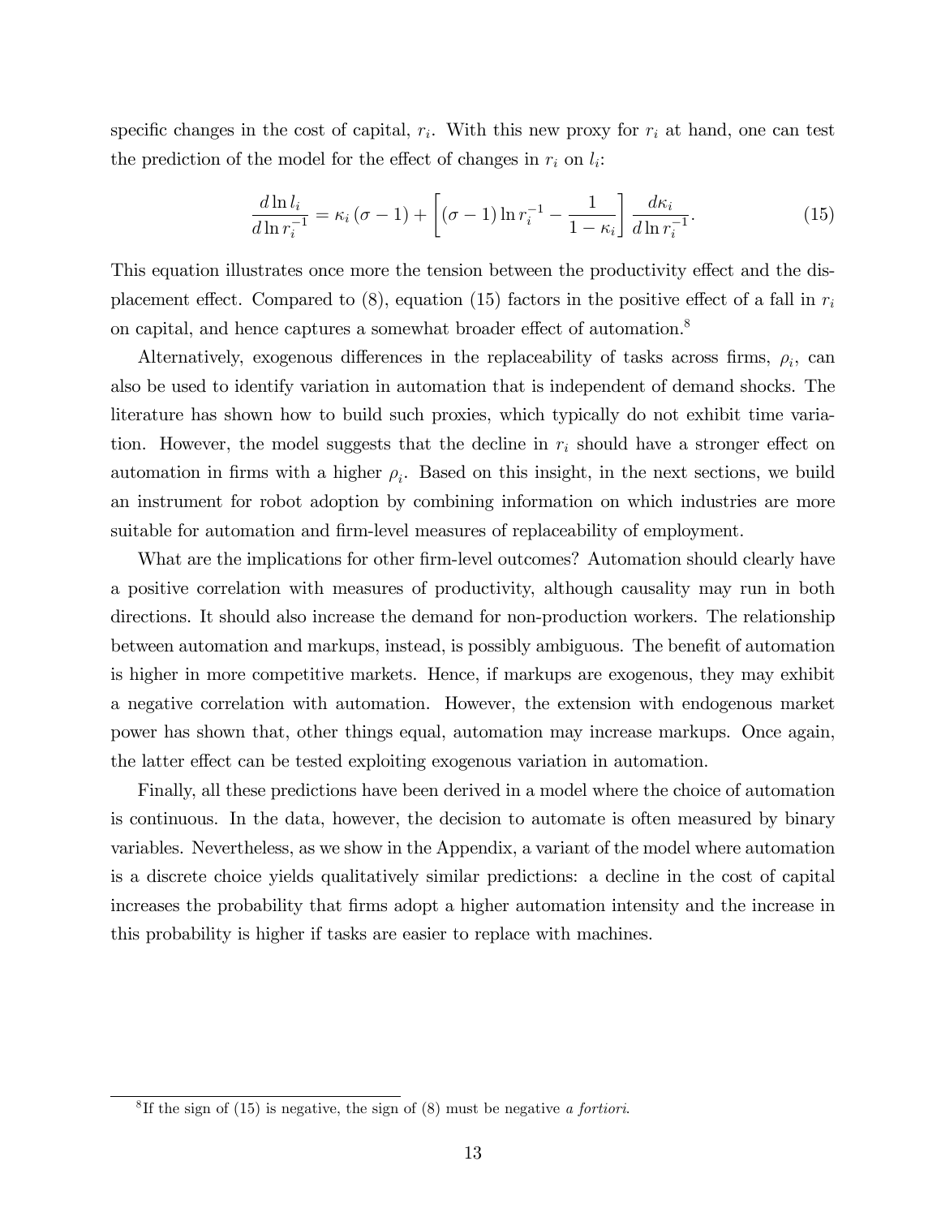specific changes in the cost of capital, $r_i$. With this new proxy for $r_i$ at hand, one can test the prediction of the model for the effect of changes in $r_i$ on $l_i$:

$$\frac{d \ln l_i}{d \ln r_i^{-1}} = \kappa_i (\sigma - 1) + \left[ (\sigma - 1) \ln r_i^{-1} - \frac{1}{1 - \kappa_i} \right] \frac{d \kappa_i}{d \ln r_i^{-1}}. \tag{15}$$

This equation illustrates once more the tension between the productivity effect and the displacement effect. Compared to (8), equation (15) factors in the positive effect of a fall in $r_i$ on capital, and hence captures a somewhat broader effect of automation.[8]

Alternatively, exogenous differences in the replaceability of tasks across firms, $\rho_i$, can also be used to identify variation in automation that is independent of demand shocks. The literature has shown how to build such proxies, which typically do not exhibit time variation. However, the model suggests that the decline in $r_i$ should have a stronger effect on automation in firms with a higher $\rho_i$. Based on this insight, in the next sections, we build an instrument for robot adoption by combining information on which industries are more suitable for automation and firm-level measures of replaceability of employment.

What are the implications for other firm-level outcomes? Automation should clearly have a positive correlation with measures of productivity, although causality may run in both directions. It should also increase the demand for non-production workers. The relationship between automation and markups, instead, is possibly ambiguous. The benefit of automation is higher in more competitive markets. Hence, if markups are exogenous, they may exhibit a negative correlation with automation. However, the extension with endogenous market power has shown that, other things equal, automation may increase markups. Once again, the latter effect can be tested exploiting exogenous variation in automation.

Finally, all these predictions have been derived in a model where the choice of automation is continuous. In the data, however, the decision to automate is often measured by binary variables. Nevertheless, as we show in the Appendix, a variant of the model where automation is a discrete choice yields qualitatively similar predictions: a decline in the cost of capital increases the probability that firms adopt a higher automation intensity and the increase in this probability is higher if tasks are easier to replace with machines.

[8] If the sign of (15) is negative, the sign of (8) must be negative *a fortiori*.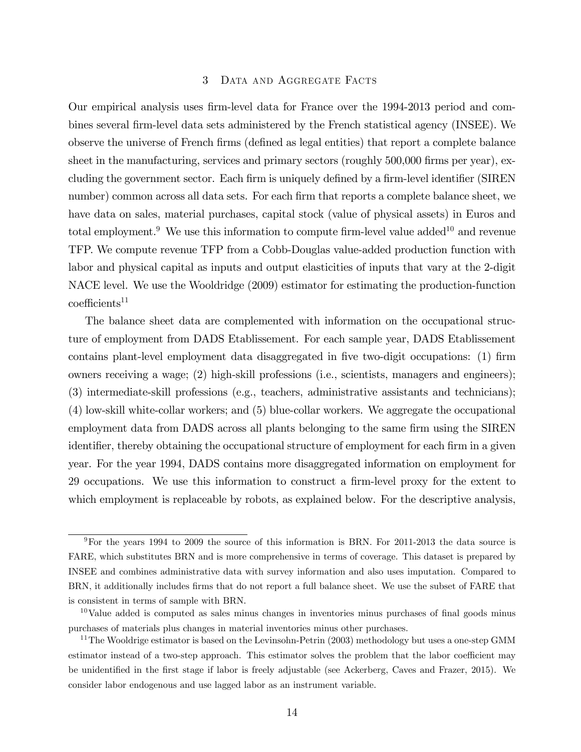# 3 Data and Aggregate Facts

Our empirical analysis uses firm-level data for France over the 1994-2013 period and combines several firm-level data sets administered by the French statistical agency (INSEE). We observe the universe of French firms (defined as legal entities) that report a complete balance sheet in the manufacturing, services and primary sectors (roughly 500,000 firms per year), excluding the government sector. Each firm is uniquely defined by a firm-level identifier (SIREN number) common across all data sets. For each firm that reports a complete balance sheet, we have data on sales, material purchases, capital stock (value of physical assets) in Euros and total employment.[9] We use this information to compute firm-level value added[10] and revenue TFP. We compute revenue TFP from a Cobb-Douglas value-added production function with labor and physical capital as inputs and output elasticities of inputs that vary at the 2-digit NACE level. We use the Wooldridge (2009) estimator for estimating the production-function coefficients[11]

The balance sheet data are complemented with information on the occupational structure of employment from DADS Etablissement. For each sample year, DADS Etablissement contains plant-level employment data disaggregated in five two-digit occupations: (1) firm owners receiving a wage; (2) high-skill professions (i.e., scientists, managers and engineers); (3) intermediate-skill professions (e.g., teachers, administrative assistants and technicians); (4) low-skill white-collar workers; and (5) blue-collar workers. We aggregate the occupational employment data from DADS across all plants belonging to the same firm using the SIREN identifier, thereby obtaining the occupational structure of employment for each firm in a given year. For the year 1994, DADS contains more disaggregated information on employment for 29 occupations. We use this information to construct a firm-level proxy for the extent to which employment is replaceable by robots, as explained below. For the descriptive analysis,

[9] For the years 1994 to 2009 the source of this information is BRN. For 2011-2013 the data source is FARE, which substitutes BRN and is more comprehensive in terms of coverage. This dataset is prepared by INSEE and combines administrative data with survey information and also uses imputation. Compared to BRN, it additionally includes firms that do not report a full balance sheet. We use the subset of FARE that is consistent in terms of sample with BRN.

[10] Value added is computed as sales minus changes in inventories minus purchases of final goods minus purchases of materials plus changes in material inventories minus other purchases.

[11] The Wooldrige estimator is based on the Levinsohn-Petrin (2003) methodology but uses a one-step GMM estimator instead of a two-step approach. This estimator solves the problem that the labor coefficient may be unidentified in the first stage if labor is freely adjustable (see Ackerberg, Caves and Frazer, 2015). We consider labor endogenous and use lagged labor as an instrument variable.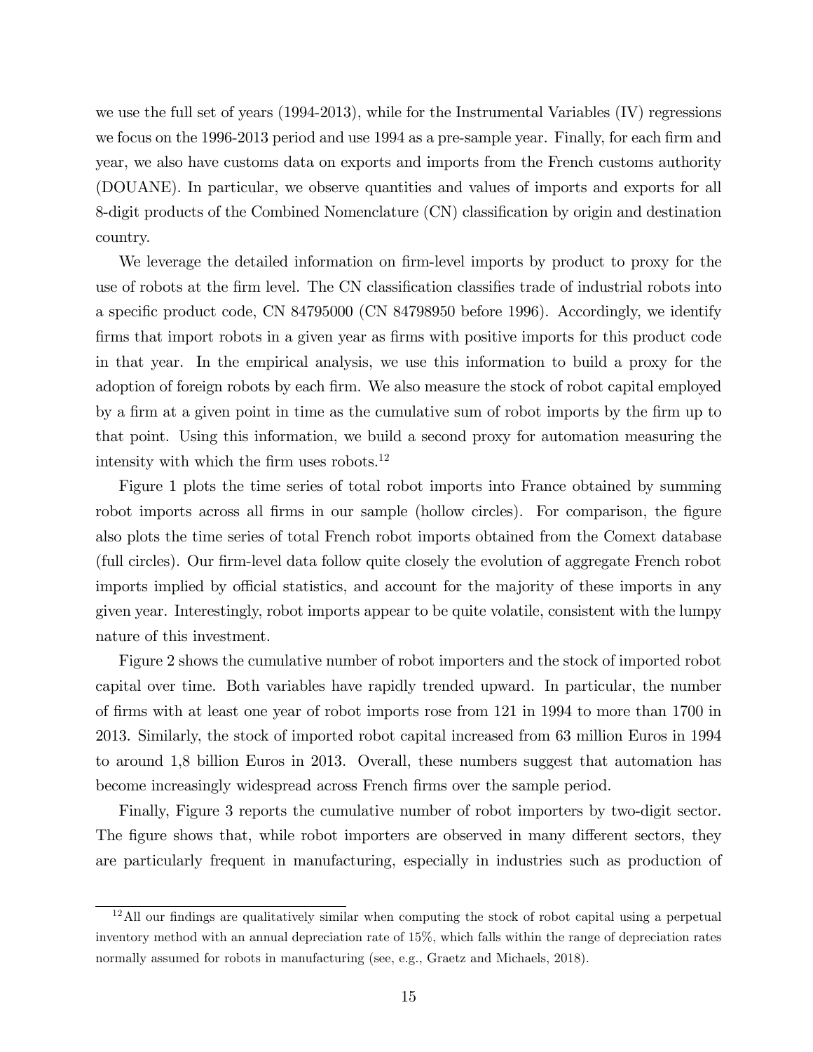we use the full set of years (1994-2013), while for the Instrumental Variables (IV) regressions we focus on the 1996-2013 period and use 1994 as a pre-sample year. Finally, for each firm and year, we also have customs data on exports and imports from the French customs authority (DOUANE). In particular, we observe quantities and values of imports and exports for all 8-digit products of the Combined Nomenclature (CN) classification by origin and destination country.

We leverage the detailed information on firm-level imports by product to proxy for the use of robots at the firm level. The CN classification classifies trade of industrial robots into a specific product code, CN 84795000 (CN 84798950 before 1996). Accordingly, we identify firms that import robots in a given year as firms with positive imports for this product code in that year. In the empirical analysis, we use this information to build a proxy for the adoption of foreign robots by each firm. We also measure the stock of robot capital employed by a firm at a given point in time as the cumulative sum of robot imports by the firm up to that point. Using this information, we build a second proxy for automation measuring the intensity with which the firm uses robots.[12]

Figure 1 plots the time series of total robot imports into France obtained by summing robot imports across all firms in our sample (hollow circles). For comparison, the figure also plots the time series of total French robot imports obtained from the Comext database (full circles). Our firm-level data follow quite closely the evolution of aggregate French robot imports implied by official statistics, and account for the majority of these imports in any given year. Interestingly, robot imports appear to be quite volatile, consistent with the lumpy nature of this investment.

Figure 2 shows the cumulative number of robot importers and the stock of imported robot capital over time. Both variables have rapidly trended upward. In particular, the number of firms with at least one year of robot imports rose from 121 in 1994 to more than 1700 in 2013. Similarly, the stock of imported robot capital increased from 63 million Euros in 1994 to around 1,8 billion Euros in 2013. Overall, these numbers suggest that automation has become increasingly widespread across French firms over the sample period.

Finally, Figure 3 reports the cumulative number of robot importers by two-digit sector. The figure shows that, while robot importers are observed in many different sectors, they are particularly frequent in manufacturing, especially in industries such as production of

---

[12] All our findings are qualitatively similar when computing the stock of robot capital using a perpetual inventory method with an annual depreciation rate of 15%, which falls within the range of depreciation rates normally assumed for robots in manufacturing (see, e.g., Graetz and Michaels, 2018).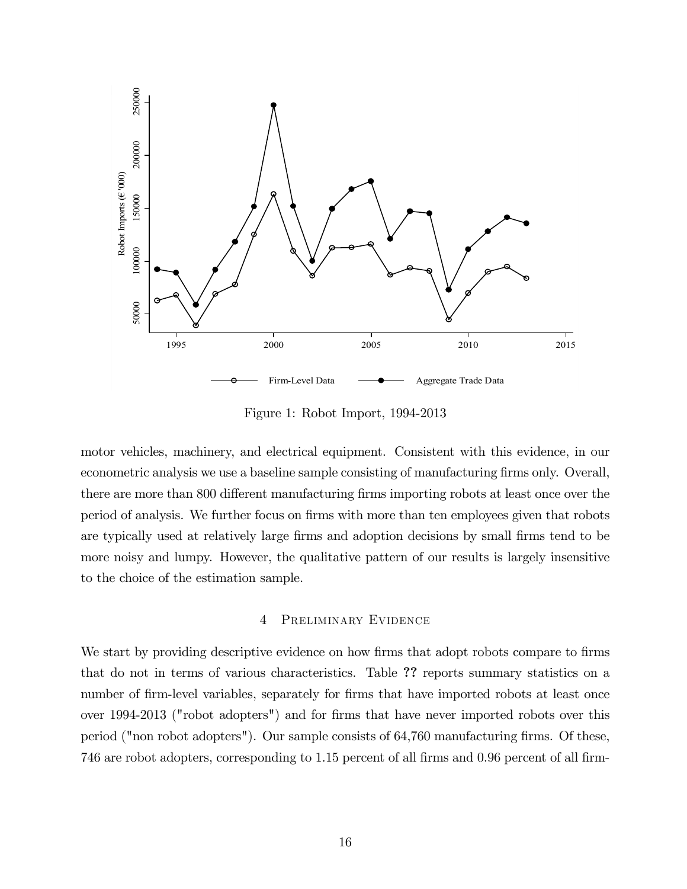Figure 1: Robot Import, 1994-2013

motor vehicles, machinery, and electrical equipment. Consistent with this evidence, in our econometric analysis we use a baseline sample consisting of manufacturing firms only. Overall, there are more than 800 different manufacturing firms importing robots at least once over the period of analysis. We further focus on firms with more than ten employees given that robots are typically used at relatively large firms and adoption decisions by small firms tend to be more noisy and lumpy. However, the qualitative pattern of our results is largely insensitive to the choice of the estimation sample.

## 4 Preliminary Evidence

We start by providing descriptive evidence on how firms that adopt robots compare to firms that do not in terms of various characteristics. Table **??** reports summary statistics on a number of firm-level variables, separately for firms that have imported robots at least once over 1994-2013 ("robot adopters") and for firms that have never imported robots over this period ("non robot adopters"). Our sample consists of 64,760 manufacturing firms. Of these, 746 are robot adopters, corresponding to 1.15 percent of all firms and 0.96 percent of all firm-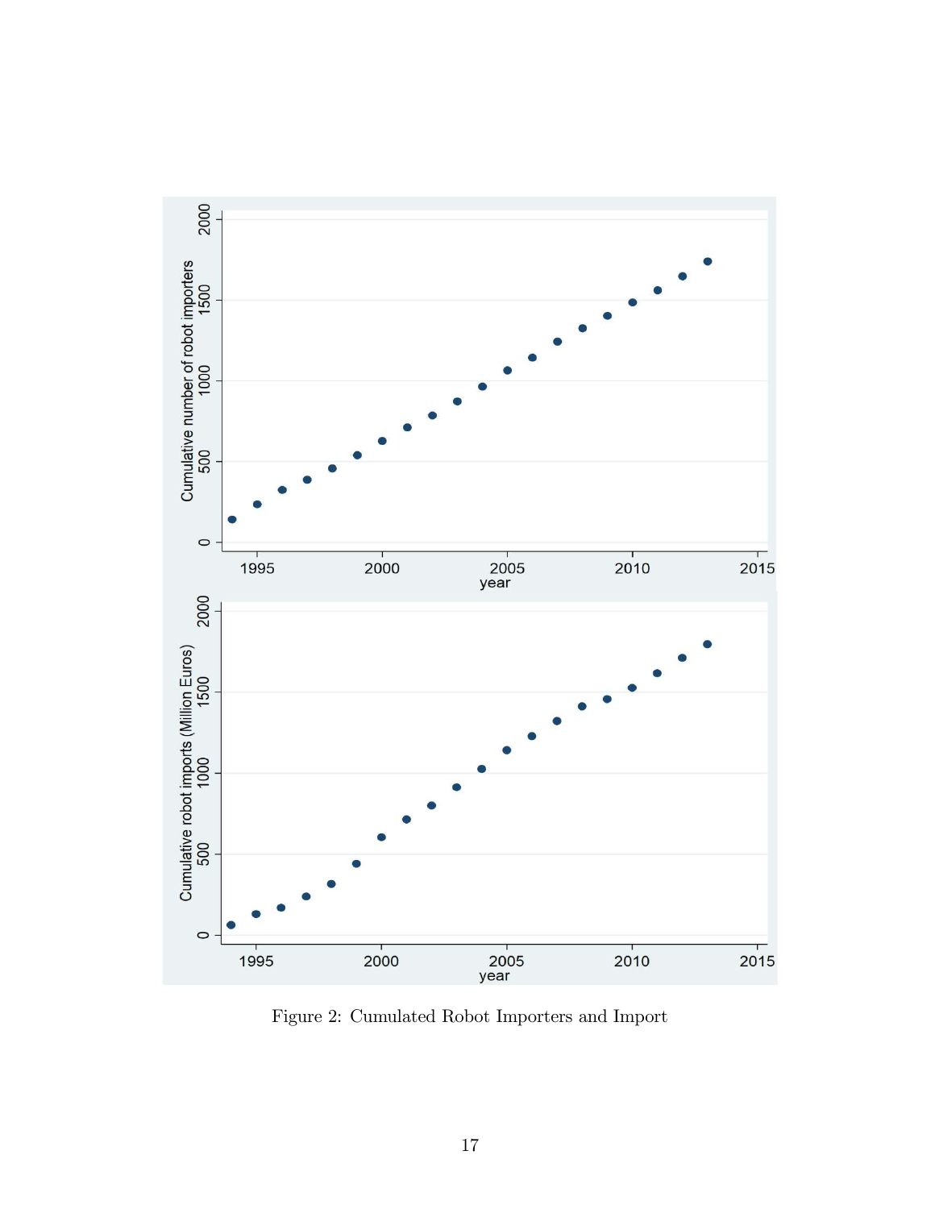Figure 2: Cumulated Robot Importers and Import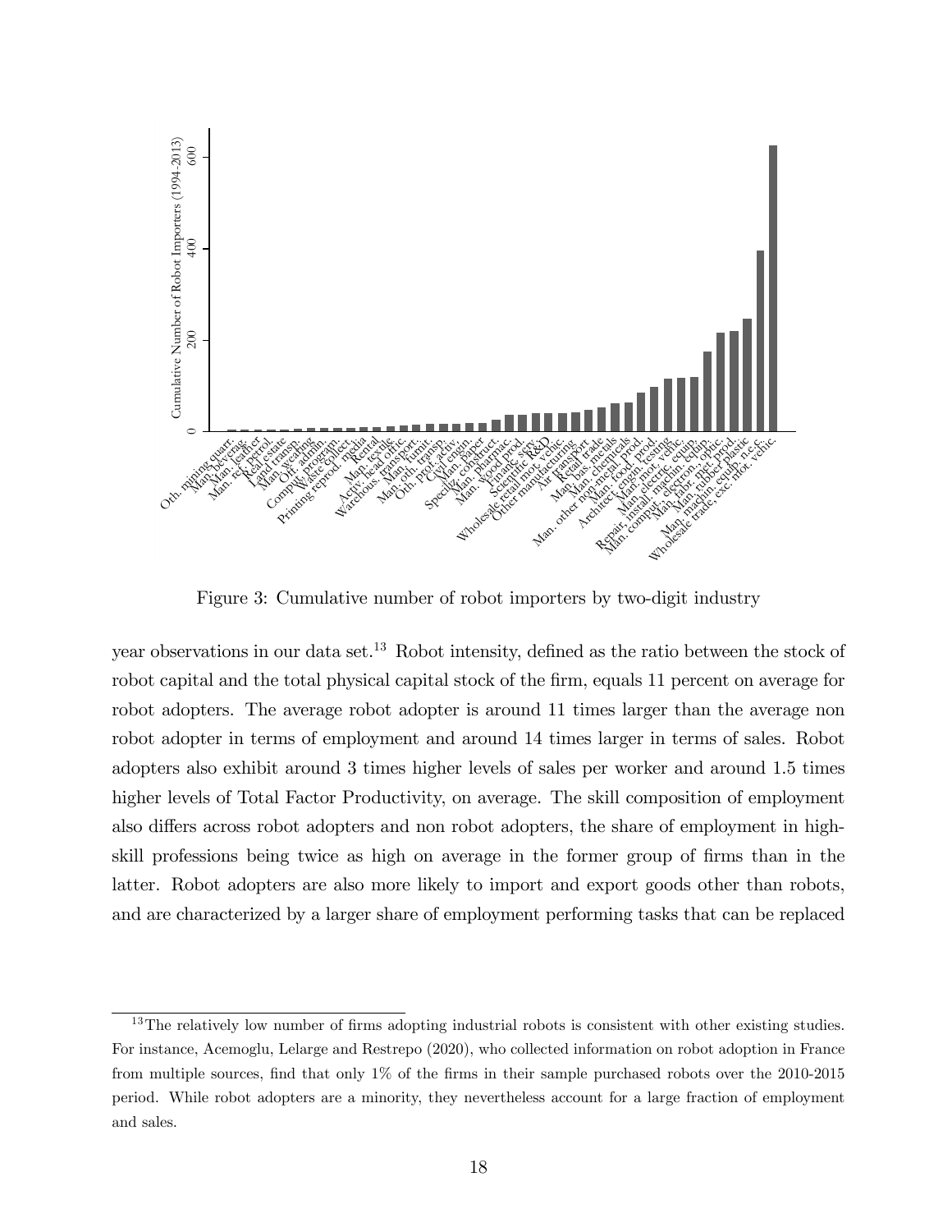Figure 3: Cumulative number of robot importers by two-digit industry

year observations in our data set.[13] Robot intensity, defined as the ratio between the stock of robot capital and the total physical capital stock of the firm, equals 11 percent on average for robot adopters. The average robot adopter is around 11 times larger than the average non robot adopter in terms of employment and around 14 times larger in terms of sales. Robot adopters also exhibit around 3 times higher levels of sales per worker and around 1.5 times higher levels of Total Factor Productivity, on average. The skill composition of employment also differs across robot adopters and non robot adopters, the share of employment in high-skill professions being twice as high on average in the former group of firms than in the latter. Robot adopters are also more likely to import and export goods other than robots, and are characterized by a larger share of employment performing tasks that can be replaced

[13] The relatively low number of firms adopting industrial robots is consistent with other existing studies. For instance, Acemoglu, Lelarge and Restrepo (2020), who collected information on robot adoption in France from multiple sources, find that only 1% of the firms in their sample purchased robots over the 2010-2015 period. While robot adopters are a minority, they nevertheless account for a large fraction of employment and sales.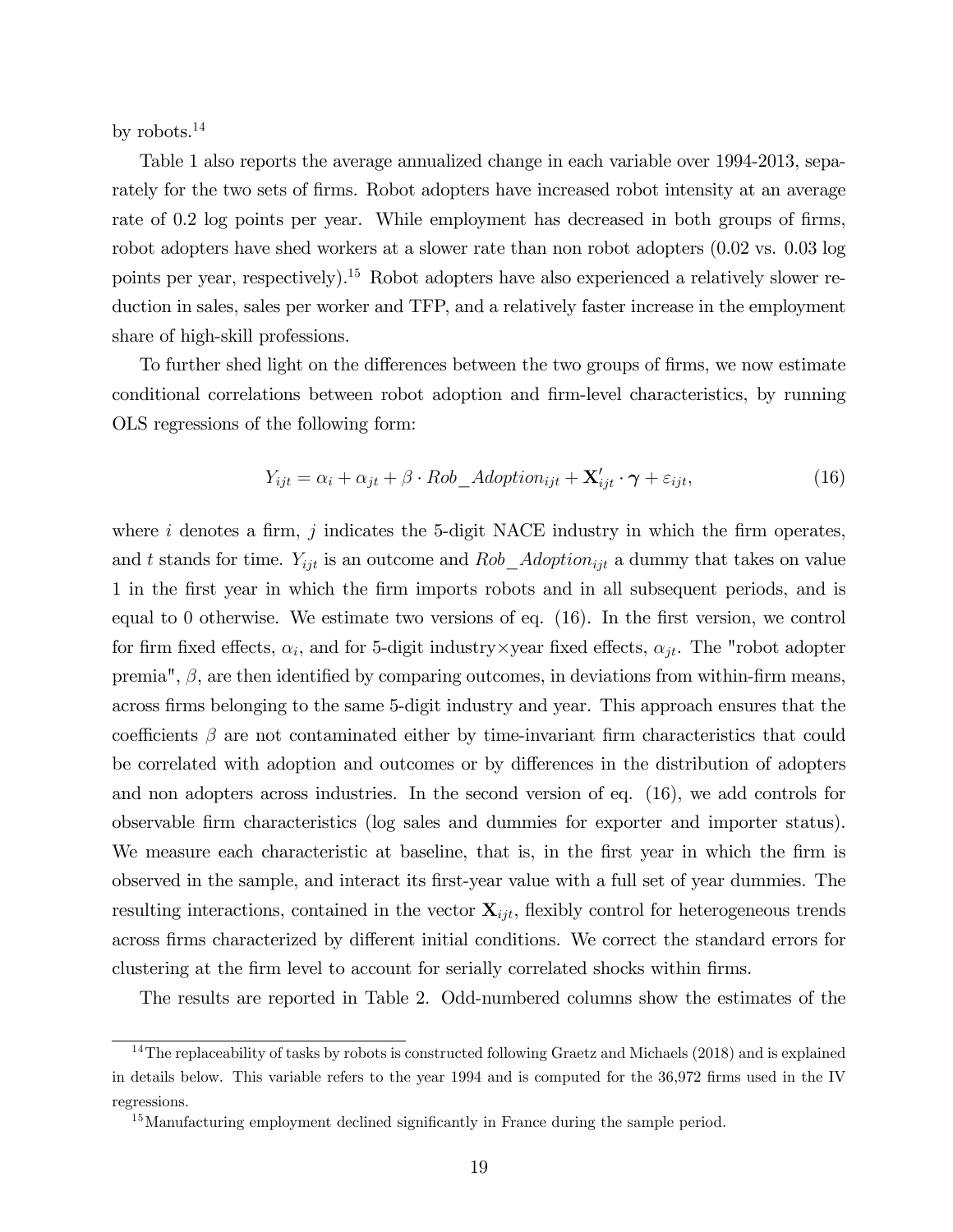by robots.[14]

Table 1 also reports the average annualized change in each variable over 1994-2013, separately for the two sets of firms. Robot adopters have increased robot intensity at an average rate of 0.2 log points per year. While employment has decreased in both groups of firms, robot adopters have shed workers at a slower rate than non robot adopters (0.02 vs. 0.03 log points per year, respectively).[15] Robot adopters have also experienced a relatively slower reduction in sales, sales per worker and TFP, and a relatively faster increase in the employment share of high-skill professions.

To further shed light on the differences between the two groups of firms, we now estimate conditional correlations between robot adoption and firm-level characteristics, by running OLS regressions of the following form:

$$Y_{ijt} = \alpha_i + \alpha_{jt} + \beta \cdot Rob\_Adoption_{ijt} + \mathbf{X}'_{ijt} \cdot \boldsymbol{\gamma} + \varepsilon_{ijt}, \tag{16}$$

where $i$ denotes a firm, $j$ indicates the 5-digit NACE industry in which the firm operates, and $t$ stands for time. $Y_{ijt}$ is an outcome and $Rob\_Adoption_{ijt}$ a dummy that takes on value 1 in the first year in which the firm imports robots and in all subsequent periods, and is equal to 0 otherwise. We estimate two versions of eq. (16). In the first version, we control for firm fixed effects, $\alpha_i$, and for 5-digit industry×year fixed effects, $\alpha_{jt}$. The "robot adopter premia", $\beta$, are then identified by comparing outcomes, in deviations from within-firm means, across firms belonging to the same 5-digit industry and year. This approach ensures that the coefficients $\beta$ are not contaminated either by time-invariant firm characteristics that could be correlated with adoption and outcomes or by differences in the distribution of adopters and non adopters across industries. In the second version of eq. (16), we add controls for observable firm characteristics (log sales and dummies for exporter and importer status). We measure each characteristic at baseline, that is, in the first year in which the firm is observed in the sample, and interact its first-year value with a full set of year dummies. The resulting interactions, contained in the vector $\mathbf{X}_{ijt}$, flexibly control for heterogeneous trends across firms characterized by different initial conditions. We correct the standard errors for clustering at the firm level to account for serially correlated shocks within firms.

The results are reported in Table 2. Odd-numbered columns show the estimates of the

[14] The replaceability of tasks by robots is constructed following Graetz and Michaels (2018) and is explained in details below. This variable refers to the year 1994 and is computed for the 36,972 firms used in the IV regressions.

[15] Manufacturing employment declined significantly in France during the sample period.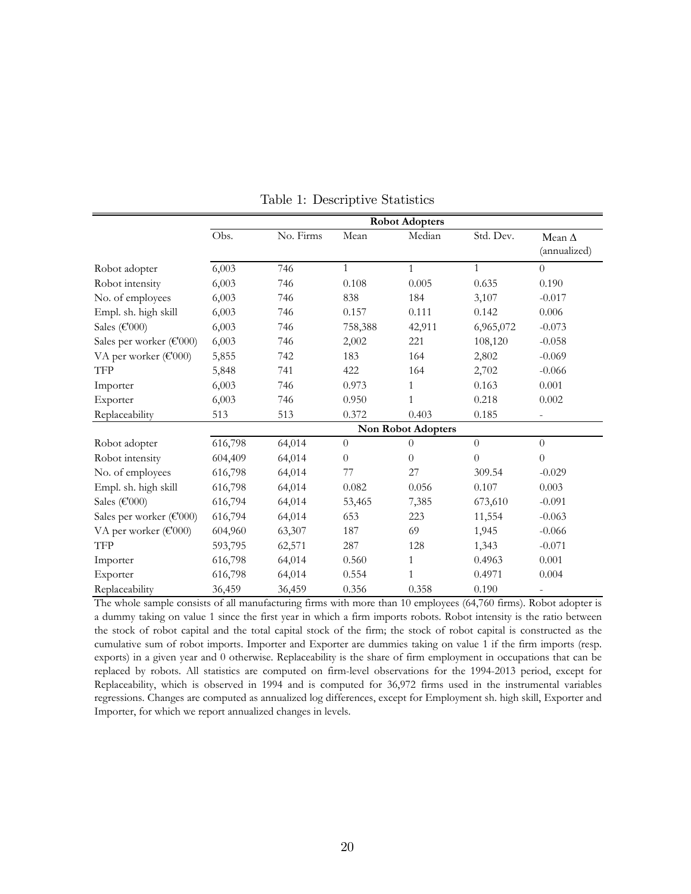Table 1: Descriptive Statistics

| | Obs. | No. Firms | Mean | Median | Std. Dev. | Mean Δ (annualized) |
|---|---|---|---|---|---|---|
| | **Robot Adopters** | | | | | |
| Robot adopter | 6,003 | 746 | 1 | 1 | 1 | 0 |
| Robot intensity | 6,003 | 746 | 0.108 | 0.005 | 0.635 | 0.190 |
| No. of employees | 6,003 | 746 | 838 | 184 | 3,107 | -0.017 |
| Empl. sh. high skill | 6,003 | 746 | 0.157 | 0.111 | 0.142 | 0.006 |
| Sales (€'000) | 6,003 | 746 | 758,388 | 42,911 | 6,965,072 | -0.073 |
| Sales per worker (€'000) | 6,003 | 746 | 2,002 | 221 | 108,120 | -0.058 |
| VA per worker (€'000) | 5,855 | 742 | 183 | 164 | 2,802 | -0.069 |
| TFP | 5,848 | 741 | 422 | 164 | 2,702 | -0.066 |
| Importer | 6,003 | 746 | 0.973 | 1 | 0.163 | 0.001 |
| Exporter | 6,003 | 746 | 0.950 | 1 | 0.218 | 0.002 |
| Replaceability | 513 | 513 | 0.372 | 0.403 | 0.185 | - |
| | **Non Robot Adopters** | | | | | |
| Robot adopter | 616,798 | 64,014 | 0 | 0 | 0 | 0 |
| Robot intensity | 604,409 | 64,014 | 0 | 0 | 0 | 0 |
| No. of employees | 616,798 | 64,014 | 77 | 27 | 309.54 | -0.029 |
| Empl. sh. high skill | 616,798 | 64,014 | 0.082 | 0.056 | 0.107 | 0.003 |
| Sales (€'000) | 616,794 | 64,014 | 53,465 | 7,385 | 673,610 | -0.091 |
| Sales per worker (€'000) | 616,794 | 64,014 | 653 | 223 | 11,554 | -0.063 |
| VA per worker (€'000) | 604,960 | 63,307 | 187 | 69 | 1,945 | -0.066 |
| TFP | 593,795 | 62,571 | 287 | 128 | 1,343 | -0.071 |
| Importer | 616,798 | 64,014 | 0.560 | 1 | 0.4963 | 0.001 |
| Exporter | 616,798 | 64,014 | 0.554 | 1 | 0.4971 | 0.004 |
| Replaceability | 36,459 | 36,459 | 0.356 | 0.358 | 0.190 | - |

The whole sample consists of all manufacturing firms with more than 10 employees (64,760 firms). Robot adopter is a dummy taking on value 1 since the first year in which a firm imports robots. Robot intensity is the ratio between the stock of robot capital and the total capital stock of the firm; the stock of robot capital is constructed as the cumulative sum of robot imports. Importer and Exporter are dummies taking on value 1 if the firm imports (resp. exports) in a given year and 0 otherwise. Replaceability is the share of firm employment in occupations that can be replaced by robots. All statistics are computed on firm-level observations for the 1994-2013 period, except for Replaceability, which is observed in 1994 and is computed for 36,972 firms used in the instrumental variables regressions. Changes are computed as annualized log differences, except for Employment sh. high skill, Exporter and Importer, for which we report annualized changes in levels.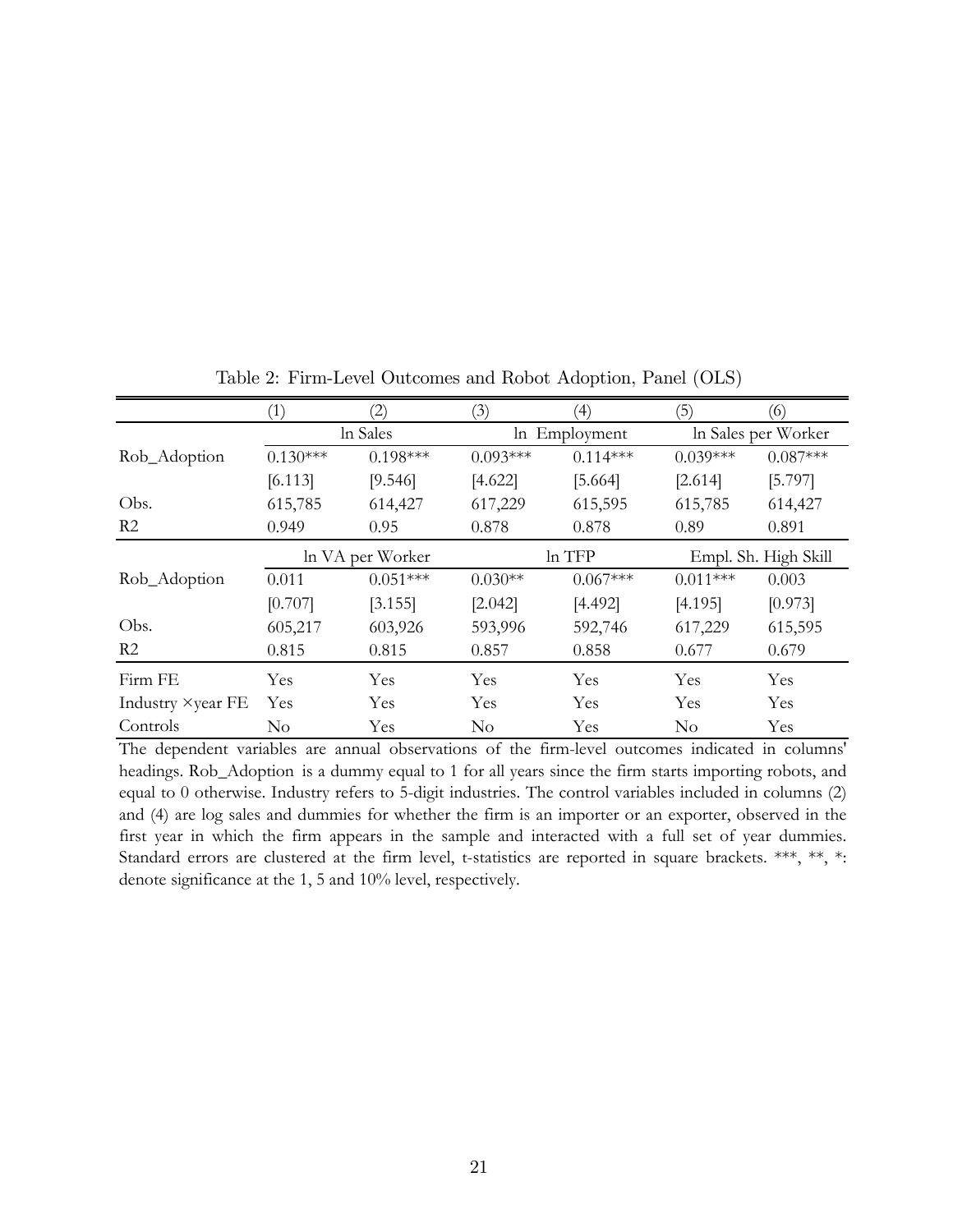Table 2: Firm-Level Outcomes and Robot Adoption, Panel (OLS)

| | (1) | (2) | (3) | (4) | (5) | (6) |
|---|---|---|---|---|---|---|
| | ln Sales | | ln Employment | | ln Sales per Worker | |
| Rob_Adoption | 0.130*** | 0.198*** | 0.093*** | 0.114*** | 0.039*** | 0.087*** |
| | [6.113] | [9.546] | [4.622] | [5.664] | [2.614] | [5.797] |
| Obs. | 615,785 | 614,427 | 617,229 | 615,595 | 615,785 | 614,427 |
| R2 | 0.949 | 0.95 | 0.878 | 0.878 | 0.89 | 0.891 |
| | ln VA per Worker | | ln TFP | | Empl. Sh. High Skill | |
| Rob_Adoption | 0.011 | 0.051*** | 0.030** | 0.067*** | 0.011*** | 0.003 |
| | [0.707] | [3.155] | [2.042] | [4.492] | [4.195] | [0.973] |
| Obs. | 605,217 | 603,926 | 593,996 | 592,746 | 617,229 | 615,595 |
| R2 | 0.815 | 0.815 | 0.857 | 0.858 | 0.677 | 0.679 |
| Firm FE | Yes | Yes | Yes | Yes | Yes | Yes |
| Industry ×year FE | Yes | Yes | Yes | Yes | Yes | Yes |
| Controls | No | Yes | No | Yes | No | Yes |

The dependent variables are annual observations of the firm-level outcomes indicated in columns' headings. Rob_Adoption is a dummy equal to 1 for all years since the firm starts importing robots, and equal to 0 otherwise. Industry refers to 5-digit industries. The control variables included in columns (2) and (4) are log sales and dummies for whether the firm is an importer or an exporter, observed in the first year in which the firm appears in the sample and interacted with a full set of year dummies. Standard errors are clustered at the firm level, t-statistics are reported in square brackets. ***, **, *: denote significance at the 1, 5 and 10% level, respectively.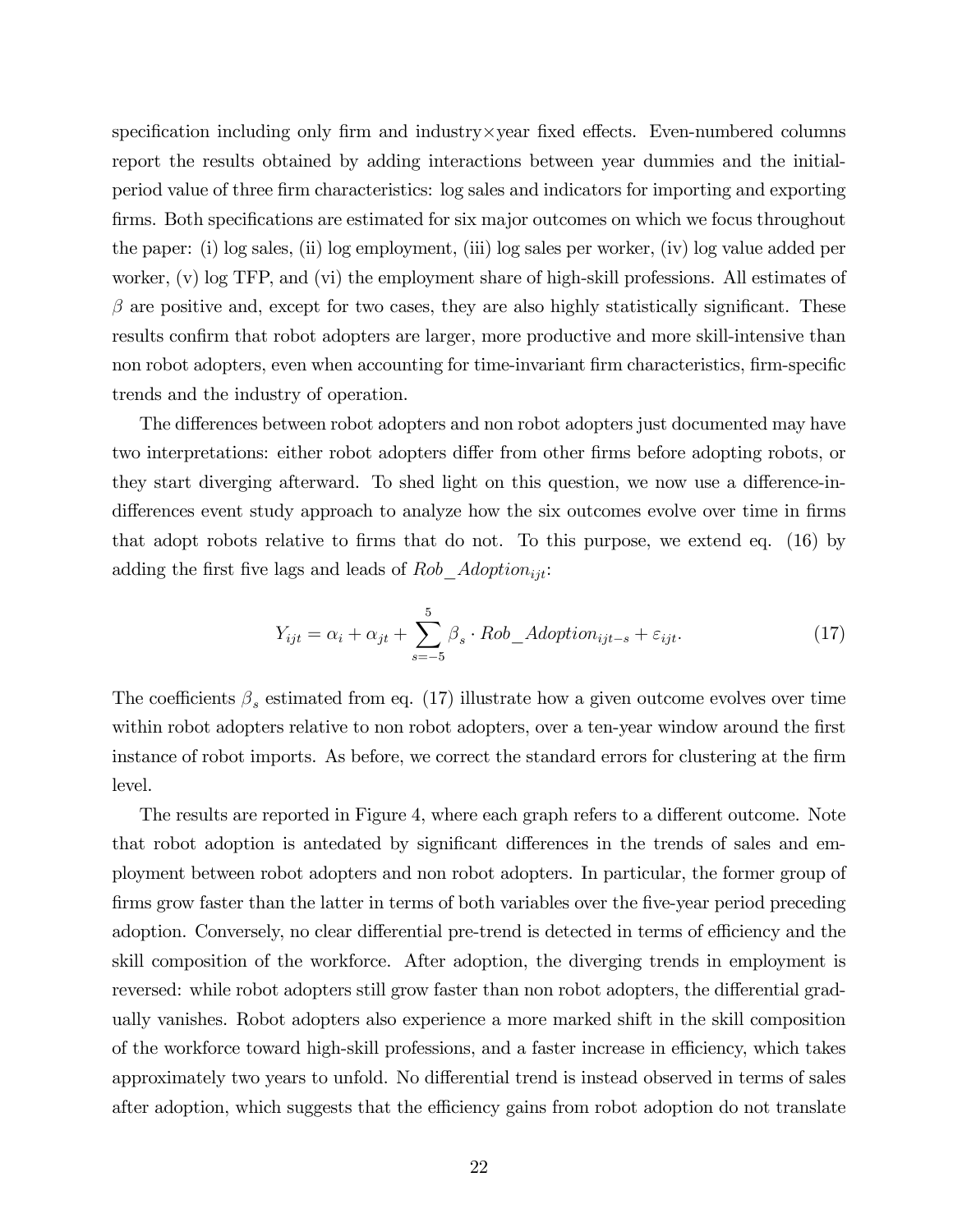specification including only firm and industry×year fixed effects. Even-numbered columns report the results obtained by adding interactions between year dummies and the initial-period value of three firm characteristics: log sales and indicators for importing and exporting firms. Both specifications are estimated for six major outcomes on which we focus throughout the paper: (i) log sales, (ii) log employment, (iii) log sales per worker, (iv) log value added per worker, (v) log TFP, and (vi) the employment share of high-skill professions. All estimates of $\beta$ are positive and, except for two cases, they are also highly statistically significant. These results confirm that robot adopters are larger, more productive and more skill-intensive than non robot adopters, even when accounting for time-invariant firm characteristics, firm-specific trends and the industry of operation.

The differences between robot adopters and non robot adopters just documented may have two interpretations: either robot adopters differ from other firms before adopting robots, or they start diverging afterward. To shed light on this question, we now use a difference-in-differences event study approach to analyze how the six outcomes evolve over time in firms that adopt robots relative to firms that do not. To this purpose, we extend eq. (16) by adding the first five lags and leads of $Rob\_Adoption_{ijt}$:

$$Y_{ijt} = \alpha_i + \alpha_{jt} + \sum_{s=-5}^{5} \beta_s \cdot Rob\_Adoption_{ijt-s} + \varepsilon_{ijt}. \tag{17}$$

The coefficients $\beta_s$ estimated from eq. (17) illustrate how a given outcome evolves over time within robot adopters relative to non robot adopters, over a ten-year window around the first instance of robot imports. As before, we correct the standard errors for clustering at the firm level.

The results are reported in Figure 4, where each graph refers to a different outcome. Note that robot adoption is antedated by significant differences in the trends of sales and employment between robot adopters and non robot adopters. In particular, the former group of firms grow faster than the latter in terms of both variables over the five-year period preceding adoption. Conversely, no clear differential pre-trend is detected in terms of efficiency and the skill composition of the workforce. After adoption, the diverging trends in employment is reversed: while robot adopters still grow faster than non robot adopters, the differential gradually vanishes. Robot adopters also experience a more marked shift in the skill composition of the workforce toward high-skill professions, and a faster increase in efficiency, which takes approximately two years to unfold. No differential trend is instead observed in terms of sales after adoption, which suggests that the efficiency gains from robot adoption do not translate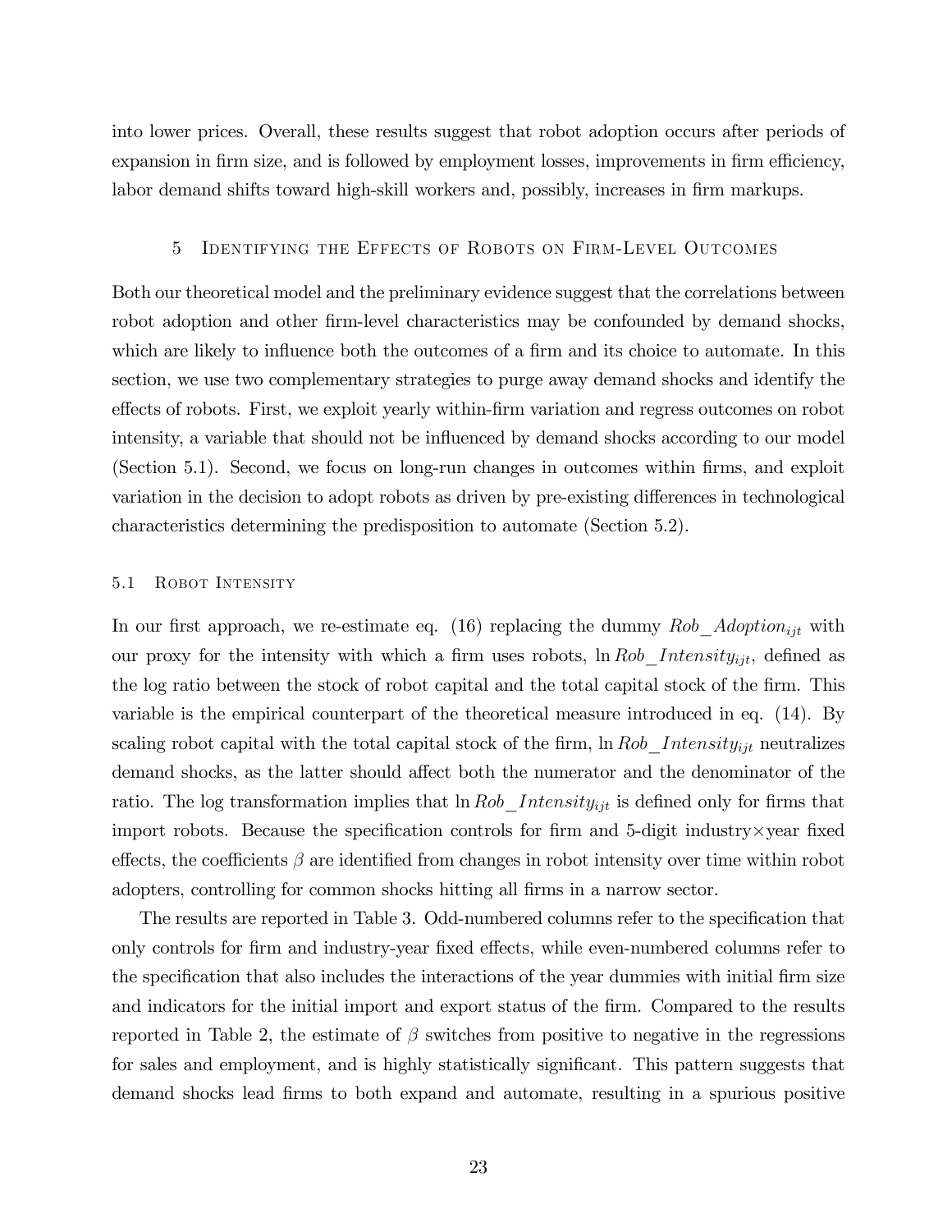into lower prices. Overall, these results suggest that robot adoption occurs after periods of expansion in firm size, and is followed by employment losses, improvements in firm efficiency, labor demand shifts toward high-skill workers and, possibly, increases in firm markups.

## 5 Identifying the Effects of Robots on Firm-Level Outcomes

Both our theoretical model and the preliminary evidence suggest that the correlations between robot adoption and other firm-level characteristics may be confounded by demand shocks, which are likely to influence both the outcomes of a firm and its choice to automate. In this section, we use two complementary strategies to purge away demand shocks and identify the effects of robots. First, we exploit yearly within-firm variation and regress outcomes on robot intensity, a variable that should not be influenced by demand shocks according to our model (Section 5.1). Second, we focus on long-run changes in outcomes within firms, and exploit variation in the decision to adopt robots as driven by pre-existing differences in technological characteristics determining the predisposition to automate (Section 5.2).

### 5.1 Robot Intensity

In our first approach, we re-estimate eq. (16) replacing the dummy $Rob\_Adoption_{ijt}$ with our proxy for the intensity with which a firm uses robots, $\ln Rob\_Intensity_{ijt}$, defined as the log ratio between the stock of robot capital and the total capital stock of the firm. This variable is the empirical counterpart of the theoretical measure introduced in eq. (14). By scaling robot capital with the total capital stock of the firm, $\ln Rob\_Intensity_{ijt}$ neutralizes demand shocks, as the latter should affect both the numerator and the denominator of the ratio. The log transformation implies that $\ln Rob\_Intensity_{ijt}$ is defined only for firms that import robots. Because the specification controls for firm and 5-digit industry×year fixed effects, the coefficients $\beta$ are identified from changes in robot intensity over time within robot adopters, controlling for common shocks hitting all firms in a narrow sector.

The results are reported in Table 3. Odd-numbered columns refer to the specification that only controls for firm and industry-year fixed effects, while even-numbered columns refer to the specification that also includes the interactions of the year dummies with initial firm size and indicators for the initial import and export status of the firm. Compared to the results reported in Table 2, the estimate of $\beta$ switches from positive to negative in the regressions for sales and employment, and is highly statistically significant. This pattern suggests that demand shocks lead firms to both expand and automate, resulting in a spurious positive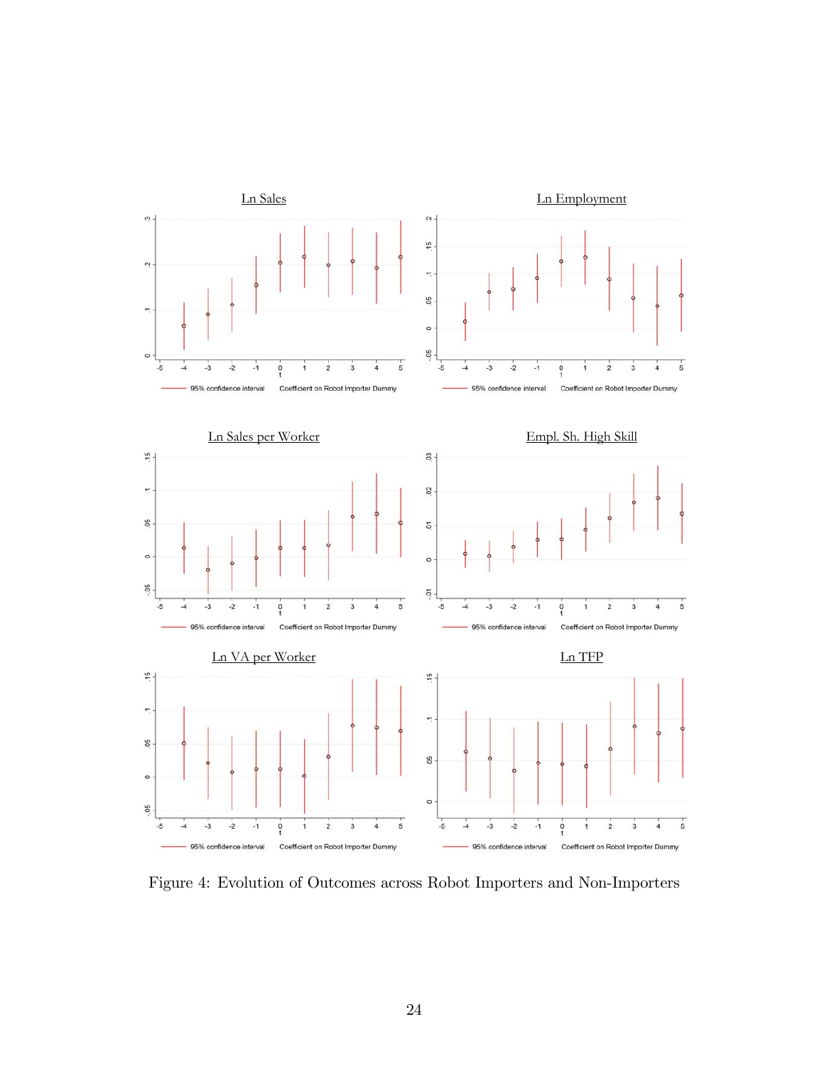Figure 4: Evolution of Outcomes across Robot Importers and Non-Importers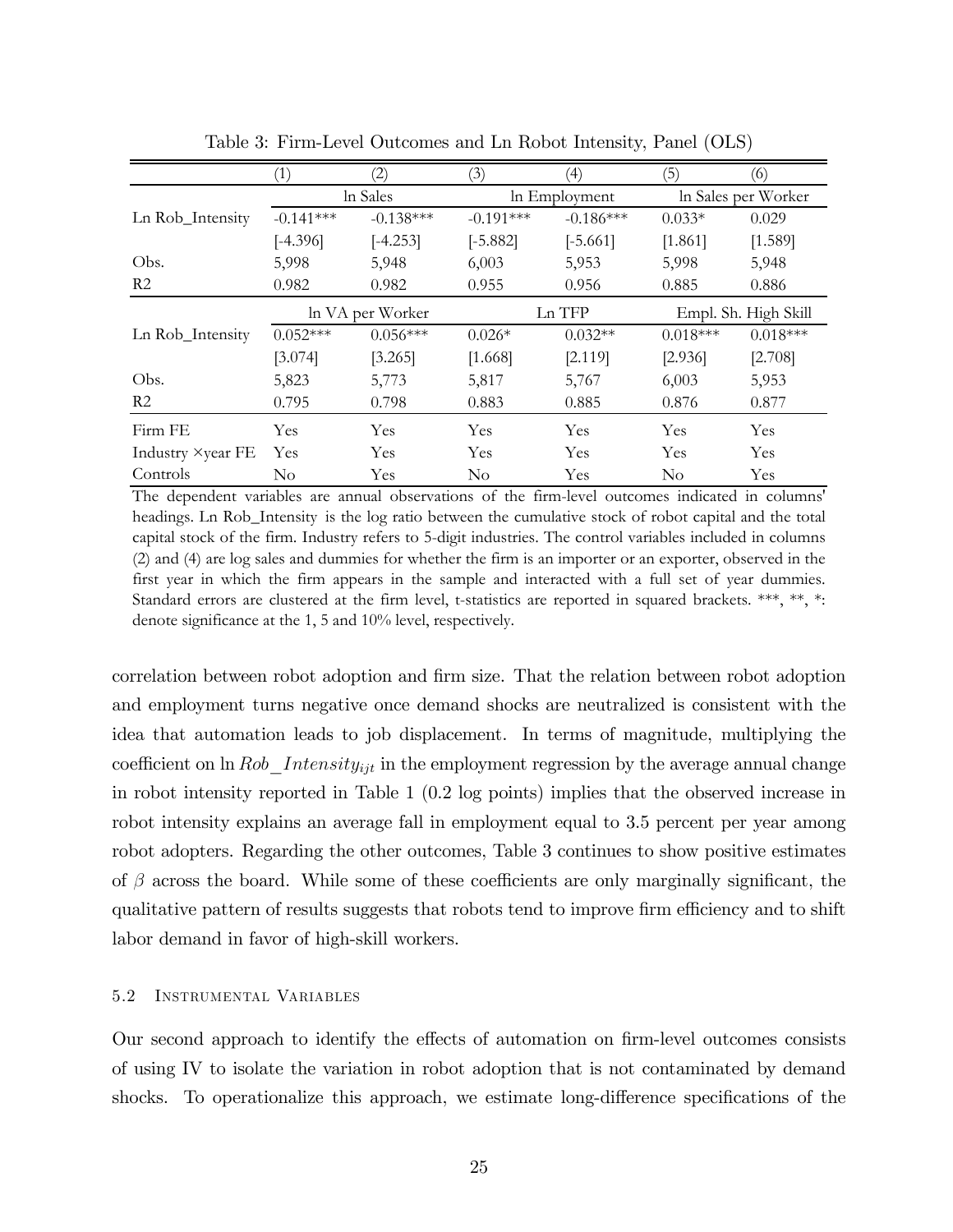Table 3: Firm-Level Outcomes and Ln Robot Intensity, Panel (OLS)

| | (1) | (2) | (3) | (4) | (5) | (6) |
|---|---|---|---|---|---|---|
| | ln Sales | | ln Employment | | ln Sales per Worker | |
| Ln Rob_Intensity | -0.141*** | -0.138*** | -0.191*** | -0.186*** | 0.033* | 0.029 |
| | [-4.396] | [-4.253] | [-5.882] | [-5.661] | [1.861] | [1.589] |
| Obs. | 5,998 | 5,948 | 6,003 | 5,953 | 5,998 | 5,948 |
| R2 | 0.982 | 0.982 | 0.955 | 0.956 | 0.885 | 0.886 |
| | ln VA per Worker | | Ln TFP | | Empl. Sh. High Skill | |
| Ln Rob_Intensity | 0.052*** | 0.056*** | 0.026* | 0.032** | 0.018*** | 0.018*** |
| | [3.074] | [3.265] | [1.668] | [2.119] | [2.936] | [2.708] |
| Obs. | 5,823 | 5,773 | 5,817 | 5,767 | 6,003 | 5,953 |
| R2 | 0.795 | 0.798 | 0.883 | 0.885 | 0.876 | 0.877 |
| Firm FE | Yes | Yes | Yes | Yes | Yes | Yes |
| Industry ×year FE | Yes | Yes | Yes | Yes | Yes | Yes |
| Controls | No | Yes | No | Yes | No | Yes |

The dependent variables are annual observations of the firm-level outcomes indicated in columns' headings. Ln Rob_Intensity is the log ratio between the cumulative stock of robot capital and the total capital stock of the firm. Industry refers to 5-digit industries. The control variables included in columns (2) and (4) are log sales and dummies for whether the firm is an importer or an exporter, observed in the first year in which the firm appears in the sample and interacted with a full set of year dummies. Standard errors are clustered at the firm level, t-statistics are reported in squared brackets. ***, **, *: denote significance at the 1, 5 and 10% level, respectively.

correlation between robot adoption and firm size. That the relation between robot adoption and employment turns negative once demand shocks are neutralized is consistent with the idea that automation leads to job displacement. In terms of magnitude, multiplying the coefficient on $\ln Rob\_Intensity_{ijt}$ in the employment regression by the average annual change in robot intensity reported in Table 1 (0.2 log points) implies that the observed increase in robot intensity explains an average fall in employment equal to 3.5 percent per year among robot adopters. Regarding the other outcomes, Table 3 continues to show positive estimates of $\beta$ across the board. While some of these coefficients are only marginally significant, the qualitative pattern of results suggests that robots tend to improve firm efficiency and to shift labor demand in favor of high-skill workers.

### 5.2 Instrumental Variables

Our second approach to identify the effects of automation on firm-level outcomes consists of using IV to isolate the variation in robot adoption that is not contaminated by demand shocks. To operationalize this approach, we estimate long-difference specifications of the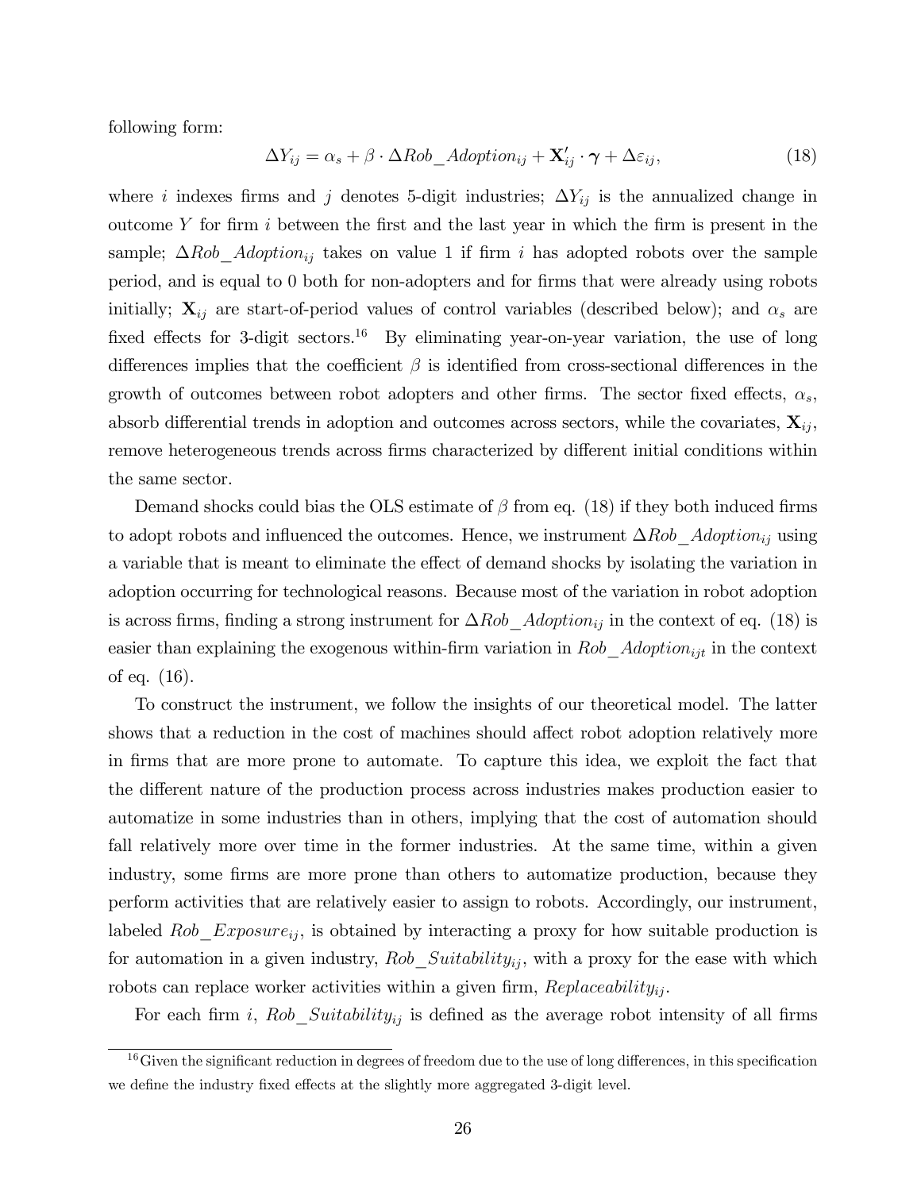following form:

$$\Delta Y_{ij} = \alpha_s + \beta \cdot \Delta Rob\_Adoption_{ij} + \mathbf{X}'_{ij} \cdot \boldsymbol{\gamma} + \Delta\varepsilon_{ij}, \tag{18}$$

where $i$ indexes firms and $j$ denotes 5-digit industries; $\Delta Y_{ij}$ is the annualized change in outcome $Y$ for firm $i$ between the first and the last year in which the firm is present in the sample; $\Delta Rob\_Adoption_{ij}$ takes on value 1 if firm $i$ has adopted robots over the sample period, and is equal to 0 both for non-adopters and for firms that were already using robots initially; $\mathbf{X}_{ij}$ are start-of-period values of control variables (described below); and $\alpha_s$ are fixed effects for 3-digit sectors.[16] By eliminating year-on-year variation, the use of long differences implies that the coefficient $\beta$ is identified from cross-sectional differences in the growth of outcomes between robot adopters and other firms. The sector fixed effects, $\alpha_s$, absorb differential trends in adoption and outcomes across sectors, while the covariates, $\mathbf{X}_{ij}$, remove heterogeneous trends across firms characterized by different initial conditions within the same sector.

Demand shocks could bias the OLS estimate of $\beta$ from eq. (18) if they both induced firms to adopt robots and influenced the outcomes. Hence, we instrument $\Delta Rob\_Adoption_{ij}$ using a variable that is meant to eliminate the effect of demand shocks by isolating the variation in adoption occurring for technological reasons. Because most of the variation in robot adoption is across firms, finding a strong instrument for $\Delta Rob\_Adoption_{ij}$ in the context of eq. (18) is easier than explaining the exogenous within-firm variation in $Rob\_Adoption_{ijt}$ in the context of eq. (16).

To construct the instrument, we follow the insights of our theoretical model. The latter shows that a reduction in the cost of machines should affect robot adoption relatively more in firms that are more prone to automate. To capture this idea, we exploit the fact that the different nature of the production process across industries makes production easier to automatize in some industries than in others, implying that the cost of automation should fall relatively more over time in the former industries. At the same time, within a given industry, some firms are more prone than others to automatize production, because they perform activities that are relatively easier to assign to robots. Accordingly, our instrument, labeled $Rob\_Exposure_{ij}$, is obtained by interacting a proxy for how suitable production is for automation in a given industry, $Rob\_Suitability_{ij}$, with a proxy for the ease with which robots can replace worker activities within a given firm, $Replaceability_{ij}$.

For each firm $i$, $Rob\_Suitability_{ij}$ is defined as the average robot intensity of all firms

[16] Given the significant reduction in degrees of freedom due to the use of long differences, in this specification we define the industry fixed effects at the slightly more aggregated 3-digit level.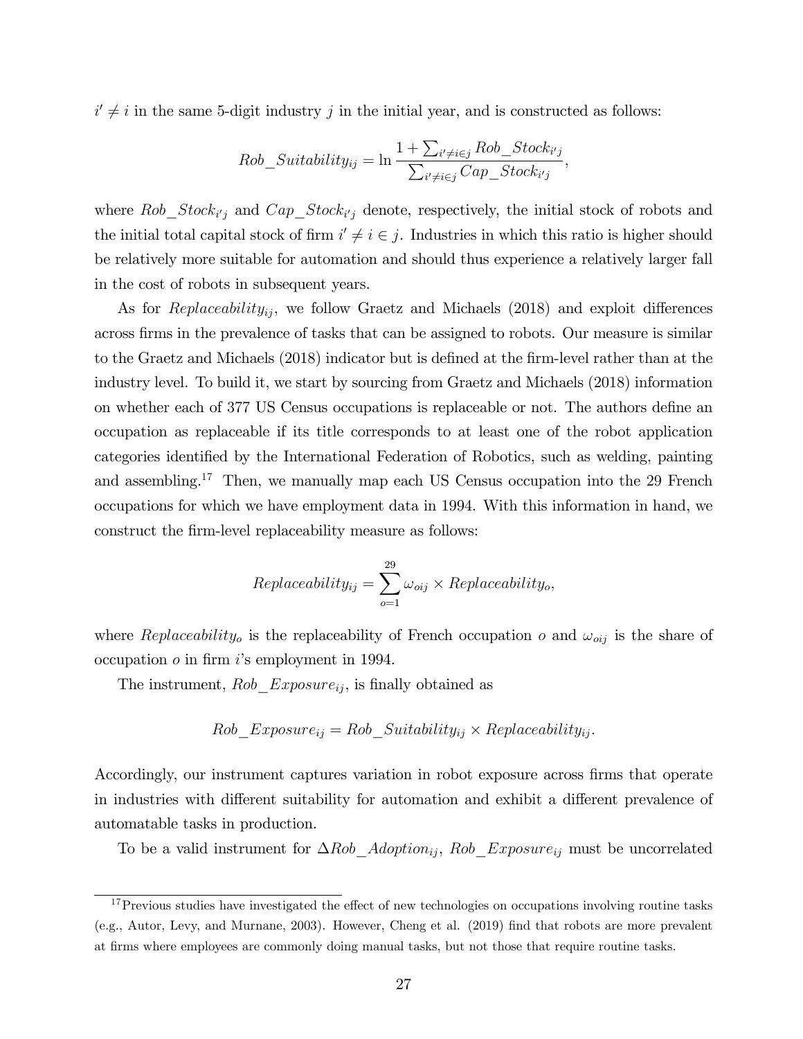$i' \neq i$ in the same 5-digit industry $j$ in the initial year, and is constructed as follows:

$$Rob\_Suitability_{ij} = \ln \frac{1 + \sum_{i' \neq i \in j} Rob\_Stock_{i'j}}{\sum_{i' \neq i \in j} Cap\_Stock_{i'j}},$$

where $Rob\_Stock_{i'j}$ and $Cap\_Stock_{i'j}$ denote, respectively, the initial stock of robots and the initial total capital stock of firm $i' \neq i \in j$. Industries in which this ratio is higher should be relatively more suitable for automation and should thus experience a relatively larger fall in the cost of robots in subsequent years.

As for $Replaceability_{ij}$, we follow Graetz and Michaels (2018) and exploit differences across firms in the prevalence of tasks that can be assigned to robots. Our measure is similar to the Graetz and Michaels (2018) indicator but is defined at the firm-level rather than at the industry level. To build it, we start by sourcing from Graetz and Michaels (2018) information on whether each of 377 US Census occupations is replaceable or not. The authors define an occupation as replaceable if its title corresponds to at least one of the robot application categories identified by the International Federation of Robotics, such as welding, painting and assembling.[17] Then, we manually map each US Census occupation into the 29 French occupations for which we have employment data in 1994. With this information in hand, we construct the firm-level replaceability measure as follows:

$$Replaceability_{ij} = \sum_{o=1}^{29} \omega_{oij} \times Replaceability_{o},$$

where $Replaceability_{o}$ is the replaceability of French occupation $o$ and $\omega_{oij}$ is the share of occupation $o$ in firm $i$'s employment in 1994.

The instrument, $Rob\_Exposure_{ij}$, is finally obtained as

$$Rob\_Exposure_{ij} = Rob\_Suitability_{ij} \times Replaceability_{ij}.$$

Accordingly, our instrument captures variation in robot exposure across firms that operate in industries with different suitability for automation and exhibit a different prevalence of automatable tasks in production.

To be a valid instrument for $\Delta Rob\_Adoption_{ij}$, $Rob\_Exposure_{ij}$ must be uncorrelated

[17] Previous studies have investigated the effect of new technologies on occupations involving routine tasks (e.g., Autor, Levy, and Murnane, 2003). However, Cheng et al. (2019) find that robots are more prevalent at firms where employees are commonly doing manual tasks, but not those that require routine tasks.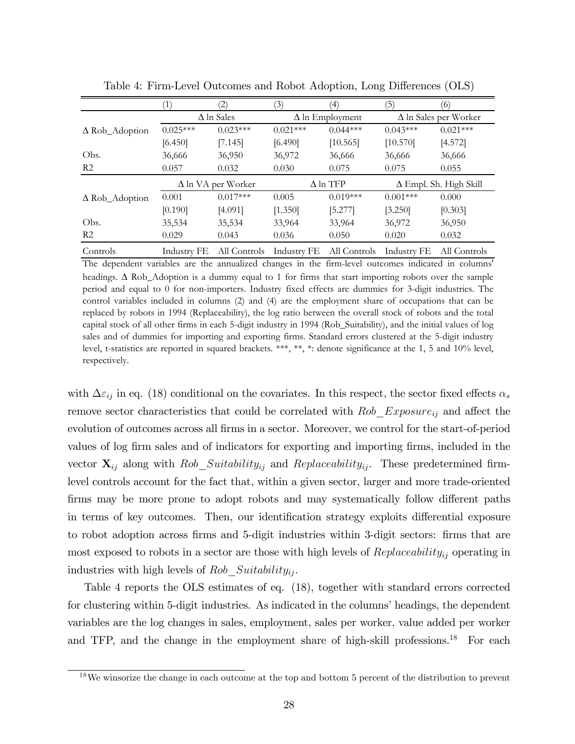Table 4: Firm-Level Outcomes and Robot Adoption, Long Differences (OLS)

| | (1) | (2) | (3) | (4) | (5) | (6) |
|---|---|---|---|---|---|---|
| | Δ ln Sales | | Δ ln Employment | | Δ ln Sales per Worker | |
| Δ Rob_Adoption | 0.025*** | 0.023*** | 0.021*** | 0.044*** | 0.043*** | 0.021*** |
| | [6.450] | [7.145] | [6.490] | [10.565] | [10.570] | [4.572] |
| Obs. | 36,666 | 36,950 | 36,972 | 36,666 | 36,666 | 36,666 |
| R2 | 0.057 | 0.032 | 0.030 | 0.075 | 0.075 | 0.055 |
| | Δ ln VA per Worker | | Δ ln TFP | | Δ Empl. Sh. High Skill | |
| Δ Rob_Adoption | 0.001 | 0.017*** | 0.005 | 0.019*** | 0.001*** | 0.000 |
| | [0.190] | [4.091] | [1.350] | [5.277] | [3.250] | [0.303] |
| Obs. | 35,534 | 35,534 | 33,964 | 33,964 | 36,972 | 36,950 |
| R2 | 0.029 | 0.043 | 0.036 | 0.050 | 0.020 | 0.032 |
| Controls | Industry FE | All Controls | Industry FE | All Controls | Industry FE | All Controls |

The dependent variables are the annualized changes in the firm-level outcomes indicated in columns' headings. Δ Rob_Adoption is a dummy equal to 1 for firms that start importing robots over the sample period and equal to 0 for non-importers. Industry fixed effects are dummies for 3-digit industries. The control variables included in columns (2) and (4) are the employment share of occupations that can be replaced by robots in 1994 (Replaceability), the log ratio between the overall stock of robots and the total capital stock of all other firms in each 5-digit industry in 1994 (Rob_Suitability), and the initial values of log sales and of dummies for importing and exporting firms. Standard errors clustered at the 5-digit industry level, t-statistics are reported in squared brackets. ***, **, *: denote significance at the 1, 5 and 10% level, respectively.

with $\Delta\varepsilon_{ij}$ in eq. (18) conditional on the covariates. In this respect, the sector fixed effects $\alpha_s$ remove sector characteristics that could be correlated with $Rob\_Exposure_{ij}$ and affect the evolution of outcomes across all firms in a sector. Moreover, we control for the start-of-period values of log firm sales and of indicators for exporting and importing firms, included in the vector $\mathbf{X}_{ij}$ along with $Rob\_Suitability_{ij}$ and $Replaceability_{ij}$. These predetermined firm-level controls account for the fact that, within a given sector, larger and more trade-oriented firms may be more prone to adopt robots and may systematically follow different paths in terms of key outcomes. Then, our identification strategy exploits differential exposure to robot adoption across firms and 5-digit industries within 3-digit sectors: firms that are most exposed to robots in a sector are those with high levels of $Replaceability_{ij}$ operating in industries with high levels of $Rob\_Suitability_{ij}$.

Table 4 reports the OLS estimates of eq. (18), together with standard errors corrected for clustering within 5-digit industries. As indicated in the columns' headings, the dependent variables are the log changes in sales, employment, sales per worker, value added per worker and TFP, and the change in the employment share of high-skill professions.[18] For each

[18] We winsorize the change in each outcome at the top and bottom 5 percent of the distribution to prevent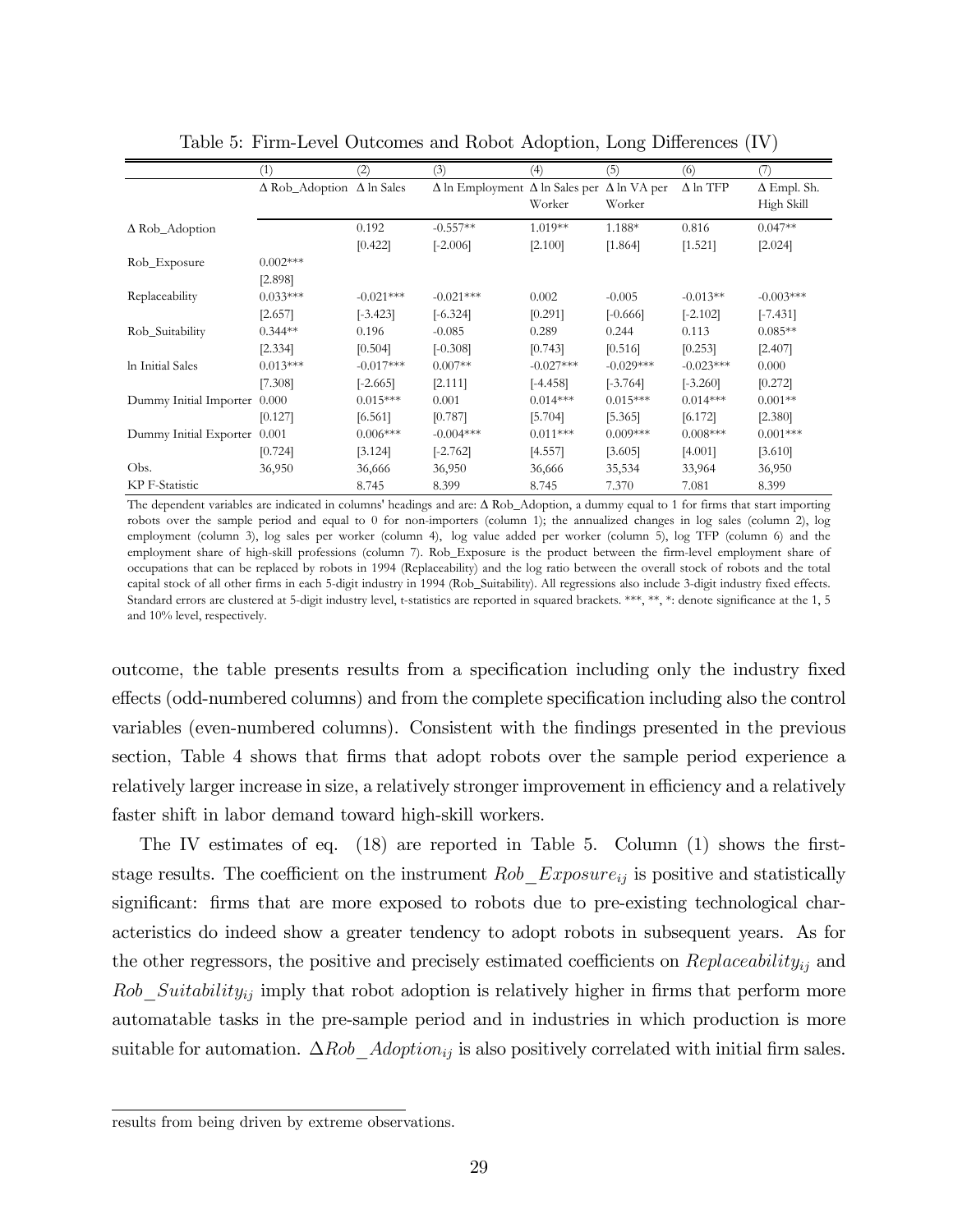Table 5: Firm-Level Outcomes and Robot Adoption, Long Differences (IV)

| | (1) | (2) | (3) | (4) | (5) | (6) | (7) |
|---|---|---|---|---|---|---|---|
| | Δ Rob_Adoption | Δ ln Sales | Δ ln Employment | Δ ln Sales per Worker | Δ ln VA per Worker | Δ ln TFP | Δ Empl. Sh. High Skill |
| Δ Rob_Adoption | | 0.192 | -0.557** | 1.019** | 1.188* | 0.816 | 0.047** |
| | | [0.422] | [-2.006] | [2.100] | [1.864] | [1.521] | [2.024] |
| Rob_Exposure | 0.002*** | | | | | | |
| | [2.898] | | | | | | |
| Replaceability | 0.033*** | -0.021*** | -0.021*** | 0.002 | -0.005 | -0.013** | -0.003*** |
| | [2.657] | [-3.423] | [-6.324] | [0.291] | [-0.666] | [-2.102] | [-7.431] |
| Rob_Suitability | 0.344** | 0.196 | -0.085 | 0.289 | 0.244 | 0.113 | 0.085** |
| | [2.334] | [0.504] | [-0.308] | [0.743] | [0.516] | [0.253] | [2.407] |
| ln Initial Sales | 0.013*** | -0.017*** | 0.007** | -0.027*** | -0.029*** | -0.023*** | 0.000 |
| | [7.308] | [-2.665] | [2.111] | [-4.458] | [-3.764] | [-3.260] | [0.272] |
| Dummy Initial Importer | 0.000 | 0.015*** | 0.001 | 0.014*** | 0.015*** | 0.014*** | 0.001** |
| | [0.127] | [6.561] | [0.787] | [5.704] | [5.365] | [6.172] | [2.380] |
| Dummy Initial Exporter | 0.001 | 0.006*** | -0.004*** | 0.011*** | 0.009*** | 0.008*** | 0.001*** |
| | [0.724] | [3.124] | [-2.762] | [4.557] | [3.605] | [4.001] | [3.610] |
| Obs. | 36,950 | 36,666 | 36,950 | 36,666 | 35,534 | 33,964 | 36,950 |
| KP F-Statistic | | 8.745 | 8.399 | 8.745 | 7.370 | 7.081 | 8.399 |

The dependent variables are indicated in columns' headings and are: Δ Rob_Adoption, a dummy equal to 1 for firms that start importing robots over the sample period and equal to 0 for non-importers (column 1); the annualized changes in log sales (column 2), log employment (column 3), log sales per worker (column 4), log value added per worker (column 5), log TFP (column 6) and the employment share of high-skill professions (column 7). Rob_Exposure is the product between the firm-level employment share of occupations that can be replaced by robots in 1994 (Replaceability) and the log ratio between the overall stock of robots and the total capital stock of all other firms in each 5-digit industry in 1994 (Rob_Suitability). All regressions also include 3-digit industry fixed effects. Standard errors are clustered at 5-digit industry level, t-statistics are reported in squared brackets. ***, **, *: denote significance at the 1, 5 and 10% level, respectively.

outcome, the table presents results from a specification including only the industry fixed effects (odd-numbered columns) and from the complete specification including also the control variables (even-numbered columns). Consistent with the findings presented in the previous section, Table 4 shows that firms that adopt robots over the sample period experience a relatively larger increase in size, a relatively stronger improvement in efficiency and a relatively faster shift in labor demand toward high-skill workers.

The IV estimates of eq. (18) are reported in Table 5. Column (1) shows the first-stage results. The coefficient on the instrument $Rob\_Exposure_{ij}$ is positive and statistically significant: firms that are more exposed to robots due to pre-existing technological characteristics do indeed show a greater tendency to adopt robots in subsequent years. As for the other regressors, the positive and precisely estimated coefficients on $Replaceability_{ij}$ and $Rob\_Suitability_{ij}$ imply that robot adoption is relatively higher in firms that perform more automatable tasks in the pre-sample period and in industries in which production is more suitable for automation. $\Delta Rob\_Adoption_{ij}$ is also positively correlated with initial firm sales.

results from being driven by extreme observations.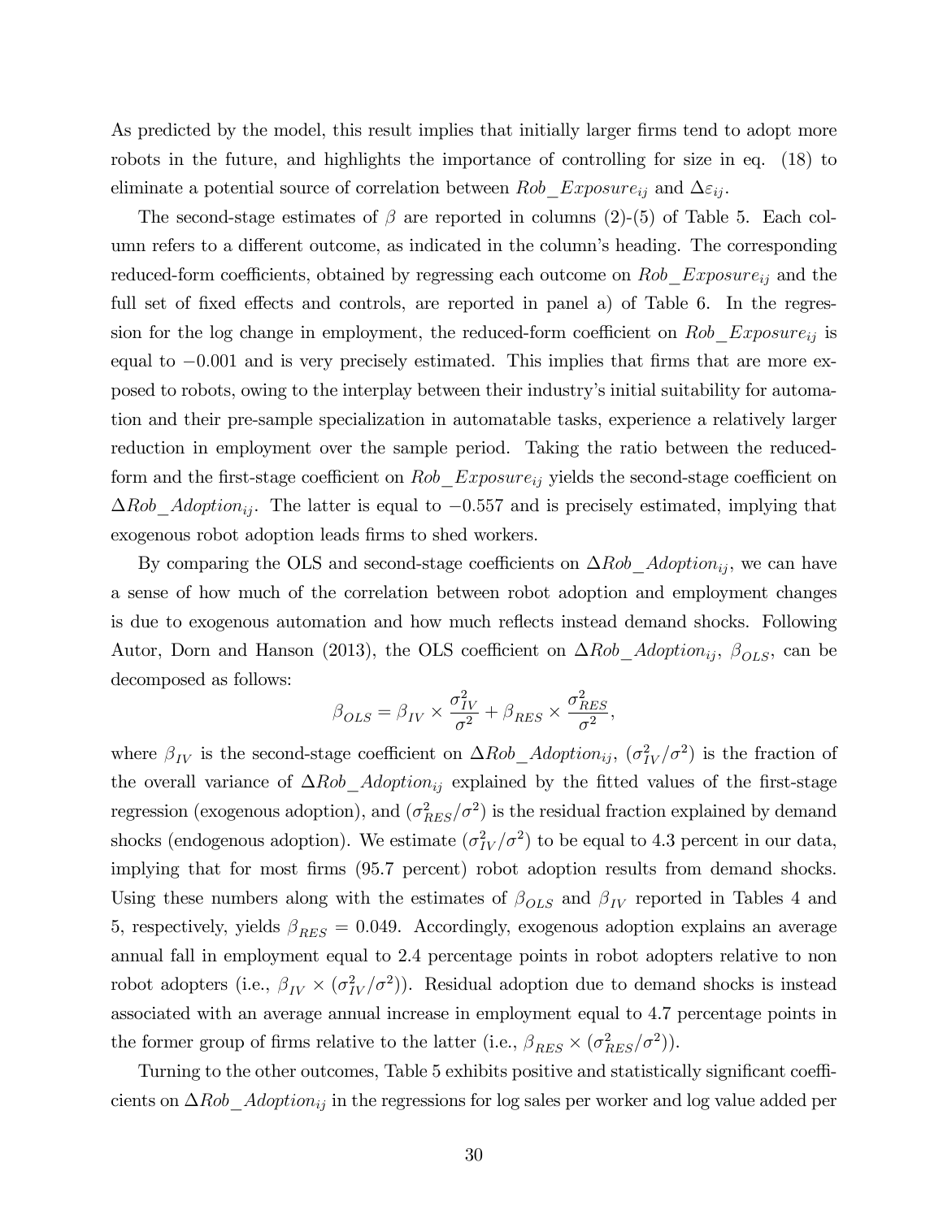As predicted by the model, this result implies that initially larger firms tend to adopt more robots in the future, and highlights the importance of controlling for size in eq. (18) to eliminate a potential source of correlation between $Rob\_Exposure_{ij}$ and $\Delta\varepsilon_{ij}$.

The second-stage estimates of $\beta$ are reported in columns (2)-(5) of Table 5. Each column refers to a different outcome, as indicated in the column's heading. The corresponding reduced-form coefficients, obtained by regressing each outcome on $Rob\_Exposure_{ij}$ and the full set of fixed effects and controls, are reported in panel a) of Table 6. In the regression for the log change in employment, the reduced-form coefficient on $Rob\_Exposure_{ij}$ is equal to $-0.001$ and is very precisely estimated. This implies that firms that are more exposed to robots, owing to the interplay between their industry's initial suitability for automation and their pre-sample specialization in automatable tasks, experience a relatively larger reduction in employment over the sample period. Taking the ratio between the reduced-form and the first-stage coefficient on $Rob\_Exposure_{ij}$ yields the second-stage coefficient on $\Delta Rob\_Adoption_{ij}$. The latter is equal to $-0.557$ and is precisely estimated, implying that exogenous robot adoption leads firms to shed workers.

By comparing the OLS and second-stage coefficients on $\Delta Rob\_Adoption_{ij}$, we can have a sense of how much of the correlation between robot adoption and employment changes is due to exogenous automation and how much reflects instead demand shocks. Following Autor, Dorn and Hanson (2013), the OLS coefficient on $\Delta Rob\_Adoption_{ij}$, $\beta_{OLS}$, can be decomposed as follows:

$$\beta_{OLS} = \beta_{IV} \times \frac{\sigma^2_{IV}}{\sigma^2} + \beta_{RES} \times \frac{\sigma^2_{RES}}{\sigma^2},$$

where $\beta_{IV}$ is the second-stage coefficient on $\Delta Rob\_Adoption_{ij}$, $(\sigma^2_{IV}/\sigma^2)$ is the fraction of the overall variance of $\Delta Rob\_Adoption_{ij}$ explained by the fitted values of the first-stage regression (exogenous adoption), and $(\sigma^2_{RES}/\sigma^2)$ is the residual fraction explained by demand shocks (endogenous adoption). We estimate $(\sigma^2_{IV}/\sigma^2)$ to be equal to 4.3 percent in our data, implying that for most firms (95.7 percent) robot adoption results from demand shocks. Using these numbers along with the estimates of $\beta_{OLS}$ and $\beta_{IV}$ reported in Tables 4 and 5, respectively, yields $\beta_{RES} = 0.049$. Accordingly, exogenous adoption explains an average annual fall in employment equal to 2.4 percentage points in robot adopters relative to non robot adopters (i.e., $\beta_{IV} \times (\sigma^2_{IV}/\sigma^2)$). Residual adoption due to demand shocks is instead associated with an average annual increase in employment equal to 4.7 percentage points in the former group of firms relative to the latter (i.e., $\beta_{RES} \times (\sigma^2_{RES}/\sigma^2)$).

Turning to the other outcomes, Table 5 exhibits positive and statistically significant coefficients on $\Delta Rob\_Adoption_{ij}$ in the regressions for log sales per worker and log value added per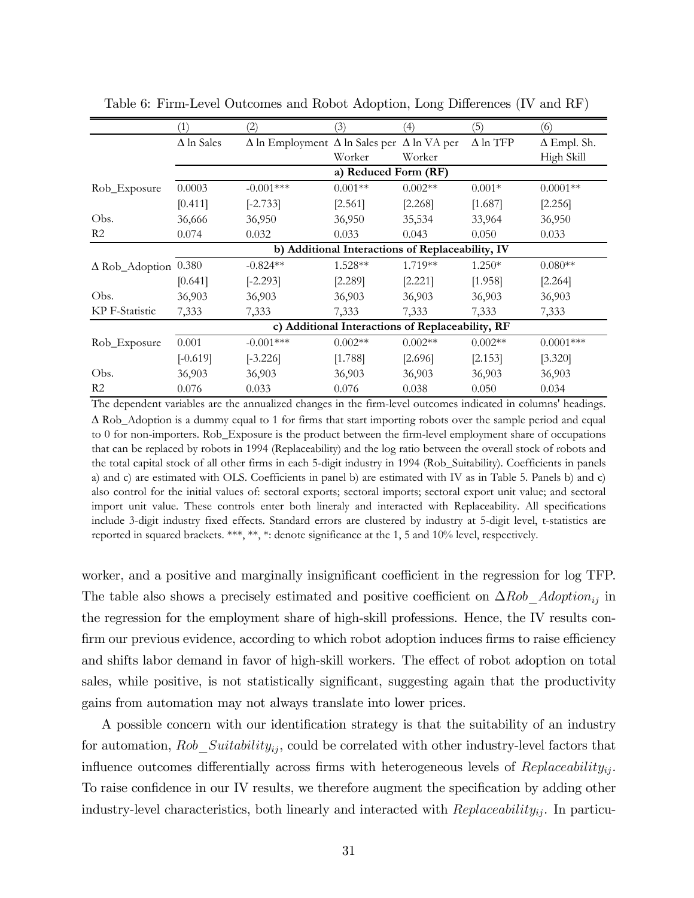Table 6: Firm-Level Outcomes and Robot Adoption, Long Differences (IV and RF)

| | (1) | (2) | (3) | (4) | (5) | (6) |
|---|---|---|---|---|---|---|
| | Δ ln Sales | Δ ln Employment | Δ ln Sales per Worker | Δ ln VA per Worker | Δ ln TFP | Δ Empl. Sh. High Skill |
| | **a) Reduced Form (RF)** | | | | | |
| Rob_Exposure | 0.0003 | -0.001*** | 0.001** | 0.002** | 0.001* | 0.0001** |
| | [0.411] | [-2.733] | [2.561] | [2.268] | [1.687] | [2.256] |
| Obs. | 36,666 | 36,950 | 36,950 | 35,534 | 33,964 | 36,950 |
| R2 | 0.074 | 0.032 | 0.033 | 0.043 | 0.050 | 0.033 |
| | **b) Additional Interactions of Replaceability, IV** | | | | | |
| Δ Rob_Adoption | 0.380 | -0.824** | 1.528** | 1.719** | 1.250* | 0.080** |
| | [0.641] | [-2.293] | [2.289] | [2.221] | [1.958] | [2.264] |
| Obs. | 36,903 | 36,903 | 36,903 | 36,903 | 36,903 | 36,903 |
| KP F-Statistic | 7,333 | 7,333 | 7,333 | 7,333 | 7,333 | 7,333 |
| | **c) Additional Interactions of Replaceability, RF** | | | | | |
| Rob_Exposure | 0.001 | -0.001*** | 0.002** | 0.002** | 0.002** | 0.0001*** |
| | [-0.619] | [-3.226] | [1.788] | [2.696] | [2.153] | [3.320] |
| Obs. | 36,903 | 36,903 | 36,903 | 36,903 | 36,903 | 36,903 |
| R2 | 0.076 | 0.033 | 0.076 | 0.038 | 0.050 | 0.034 |

The dependent variables are the annualized changes in the firm-level outcomes indicated in columns' headings. Δ Rob_Adoption is a dummy equal to 1 for firms that start importing robots over the sample period and equal to 0 for non-importers. Rob_Exposure is the product between the firm-level employment share of occupations that can be replaced by robots in 1994 (Replaceability) and the log ratio between the overall stock of robots and the total capital stock of all other firms in each 5-digit industry in 1994 (Rob_Suitability). Coefficients in panels a) and c) are estimated with OLS. Coefficients in panel b) are estimated with IV as in Table 5. Panels b) and c) also control for the initial values of: sectoral exports; sectoral imports; sectoral export unit value; and sectoral import unit value. These controls enter both lineraly and interacted with Replaceability. All specifications include 3-digit industry fixed effects. Standard errors are clustered by industry at 5-digit level, t-statistics are reported in squared brackets. ***, **, *: denote significance at the 1, 5 and 10% level, respectively.

worker, and a positive and marginally insignificant coefficient in the regression for log TFP. The table also shows a precisely estimated and positive coefficient on $\Delta Rob\_Adoption_{ij}$ in the regression for the employment share of high-skill professions. Hence, the IV results confirm our previous evidence, according to which robot adoption induces firms to raise efficiency and shifts labor demand in favor of high-skill workers. The effect of robot adoption on total sales, while positive, is not statistically significant, suggesting again that the productivity gains from automation may not always translate into lower prices.

A possible concern with our identification strategy is that the suitability of an industry for automation, $Rob\_Suitability_{ij}$, could be correlated with other industry-level factors that influence outcomes differentially across firms with heterogeneous levels of $Replaceability_{ij}$. To raise confidence in our IV results, we therefore augment the specification by adding other industry-level characteristics, both linearly and interacted with $Replaceability_{ij}$. In particu-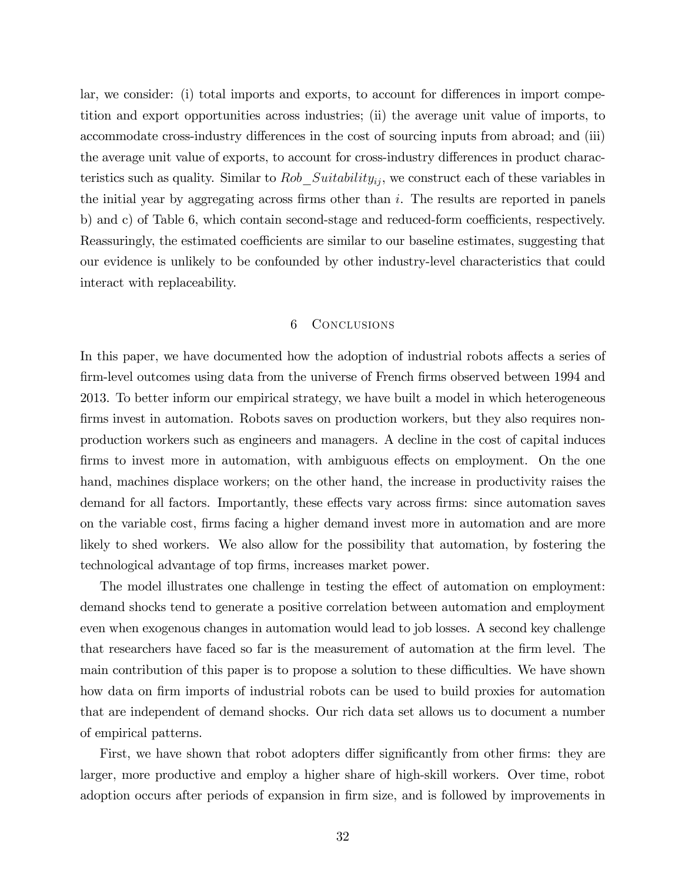lar, we consider: (i) total imports and exports, to account for differences in import competition and export opportunities across industries; (ii) the average unit value of imports, to accommodate cross-industry differences in the cost of sourcing inputs from abroad; and (iii) the average unit value of exports, to account for cross-industry differences in product characteristics such as quality. Similar to $Rob\_Suitability_{ij}$, we construct each of these variables in the initial year by aggregating across firms other than $i$. The results are reported in panels b) and c) of Table 6, which contain second-stage and reduced-form coefficients, respectively. Reassuringly, the estimated coefficients are similar to our baseline estimates, suggesting that our evidence is unlikely to be confounded by other industry-level characteristics that could interact with replaceability.

## 6 Conclusions

In this paper, we have documented how the adoption of industrial robots affects a series of firm-level outcomes using data from the universe of French firms observed between 1994 and 2013. To better inform our empirical strategy, we have built a model in which heterogeneous firms invest in automation. Robots saves on production workers, but they also requires non-production workers such as engineers and managers. A decline in the cost of capital induces firms to invest more in automation, with ambiguous effects on employment. On the one hand, machines displace workers; on the other hand, the increase in productivity raises the demand for all factors. Importantly, these effects vary across firms: since automation saves on the variable cost, firms facing a higher demand invest more in automation and are more likely to shed workers. We also allow for the possibility that automation, by fostering the technological advantage of top firms, increases market power.

The model illustrates one challenge in testing the effect of automation on employment: demand shocks tend to generate a positive correlation between automation and employment even when exogenous changes in automation would lead to job losses. A second key challenge that researchers have faced so far is the measurement of automation at the firm level. The main contribution of this paper is to propose a solution to these difficulties. We have shown how data on firm imports of industrial robots can be used to build proxies for automation that are independent of demand shocks. Our rich data set allows us to document a number of empirical patterns.

First, we have shown that robot adopters differ significantly from other firms: they are larger, more productive and employ a higher share of high-skill workers. Over time, robot adoption occurs after periods of expansion in firm size, and is followed by improvements in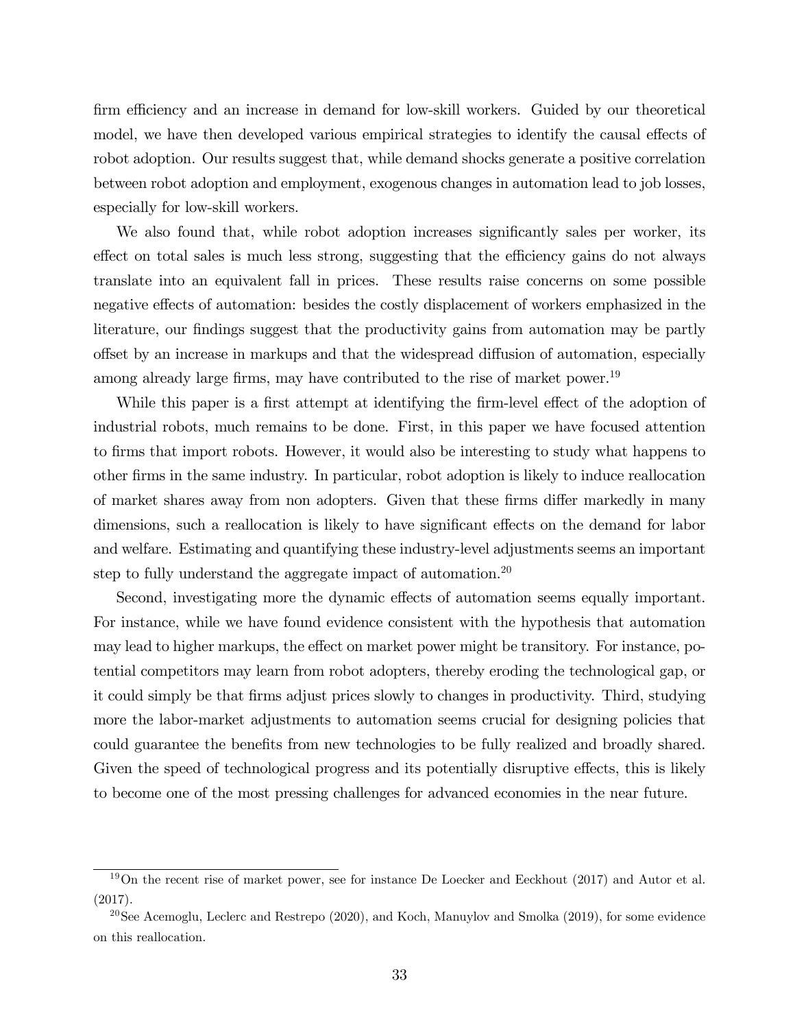firm efficiency and an increase in demand for low-skill workers. Guided by our theoretical model, we have then developed various empirical strategies to identify the causal effects of robot adoption. Our results suggest that, while demand shocks generate a positive correlation between robot adoption and employment, exogenous changes in automation lead to job losses, especially for low-skill workers.

We also found that, while robot adoption increases significantly sales per worker, its effect on total sales is much less strong, suggesting that the efficiency gains do not always translate into an equivalent fall in prices. These results raise concerns on some possible negative effects of automation: besides the costly displacement of workers emphasized in the literature, our findings suggest that the productivity gains from automation may be partly offset by an increase in markups and that the widespread diffusion of automation, especially among already large firms, may have contributed to the rise of market power.[19]

While this paper is a first attempt at identifying the firm-level effect of the adoption of industrial robots, much remains to be done. First, in this paper we have focused attention to firms that import robots. However, it would also be interesting to study what happens to other firms in the same industry. In particular, robot adoption is likely to induce reallocation of market shares away from non adopters. Given that these firms differ markedly in many dimensions, such a reallocation is likely to have significant effects on the demand for labor and welfare. Estimating and quantifying these industry-level adjustments seems an important step to fully understand the aggregate impact of automation.[20]

Second, investigating more the dynamic effects of automation seems equally important. For instance, while we have found evidence consistent with the hypothesis that automation may lead to higher markups, the effect on market power might be transitory. For instance, potential competitors may learn from robot adopters, thereby eroding the technological gap, or it could simply be that firms adjust prices slowly to changes in productivity. Third, studying more the labor-market adjustments to automation seems crucial for designing policies that could guarantee the benefits from new technologies to be fully realized and broadly shared. Given the speed of technological progress and its potentially disruptive effects, this is likely to become one of the most pressing challenges for advanced economies in the near future.

[19] On the recent rise of market power, see for instance De Loecker and Eeckhout (2017) and Autor et al. (2017).

[20] See Acemoglu, Leclerc and Restrepo (2020), and Koch, Manuylov and Smolka (2019), for some evidence on this reallocation.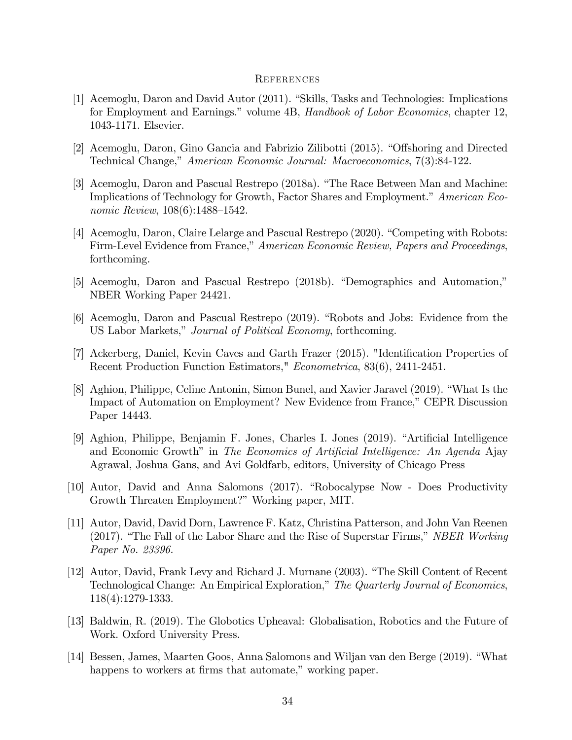## References

[1] Acemoglu, Daron and David Autor (2011). "Skills, Tasks and Technologies: Implications for Employment and Earnings." volume 4B, *Handbook of Labor Economics*, chapter 12, 1043-1171. Elsevier.

[2] Acemoglu, Daron, Gino Gancia and Fabrizio Zilibotti (2015). "Offshoring and Directed Technical Change," *American Economic Journal: Macroeconomics*, 7(3):84-122.

[3] Acemoglu, Daron and Pascual Restrepo (2018a). "The Race Between Man and Machine: Implications of Technology for Growth, Factor Shares and Employment." *American Economic Review*, 108(6):1488–1542.

[4] Acemoglu, Daron, Claire Lelarge and Pascual Restrepo (2020). "Competing with Robots: Firm-Level Evidence from France," *American Economic Review, Papers and Proceedings*, forthcoming.

[5] Acemoglu, Daron and Pascual Restrepo (2018b). "Demographics and Automation," NBER Working Paper 24421.

[6] Acemoglu, Daron and Pascual Restrepo (2019). "Robots and Jobs: Evidence from the US Labor Markets," *Journal of Political Economy*, forthcoming.

[7] Ackerberg, Daniel, Kevin Caves and Garth Frazer (2015). "Identification Properties of Recent Production Function Estimators," *Econometrica*, 83(6), 2411-2451.

[8] Aghion, Philippe, Celine Antonin, Simon Bunel, and Xavier Jaravel (2019). "What Is the Impact of Automation on Employment? New Evidence from France," CEPR Discussion Paper 14443.

[9] Aghion, Philippe, Benjamin F. Jones, Charles I. Jones (2019). "Artificial Intelligence and Economic Growth" in *The Economics of Artificial Intelligence: An Agenda* Ajay Agrawal, Joshua Gans, and Avi Goldfarb, editors, University of Chicago Press

[10] Autor, David and Anna Salomons (2017). "Robocalypse Now - Does Productivity Growth Threaten Employment?" Working paper, MIT.

[11] Autor, David, David Dorn, Lawrence F. Katz, Christina Patterson, and John Van Reenen (2017). "The Fall of the Labor Share and the Rise of Superstar Firms," *NBER Working Paper No. 23396.*

[12] Autor, David, Frank Levy and Richard J. Murnane (2003). "The Skill Content of Recent Technological Change: An Empirical Exploration," *The Quarterly Journal of Economics*, 118(4):1279-1333.

[13] Baldwin, R. (2019). The Globotics Upheaval: Globalisation, Robotics and the Future of Work. Oxford University Press.

[14] Bessen, James, Maarten Goos, Anna Salomons and Wiljan van den Berge (2019). "What happens to workers at firms that automate," working paper.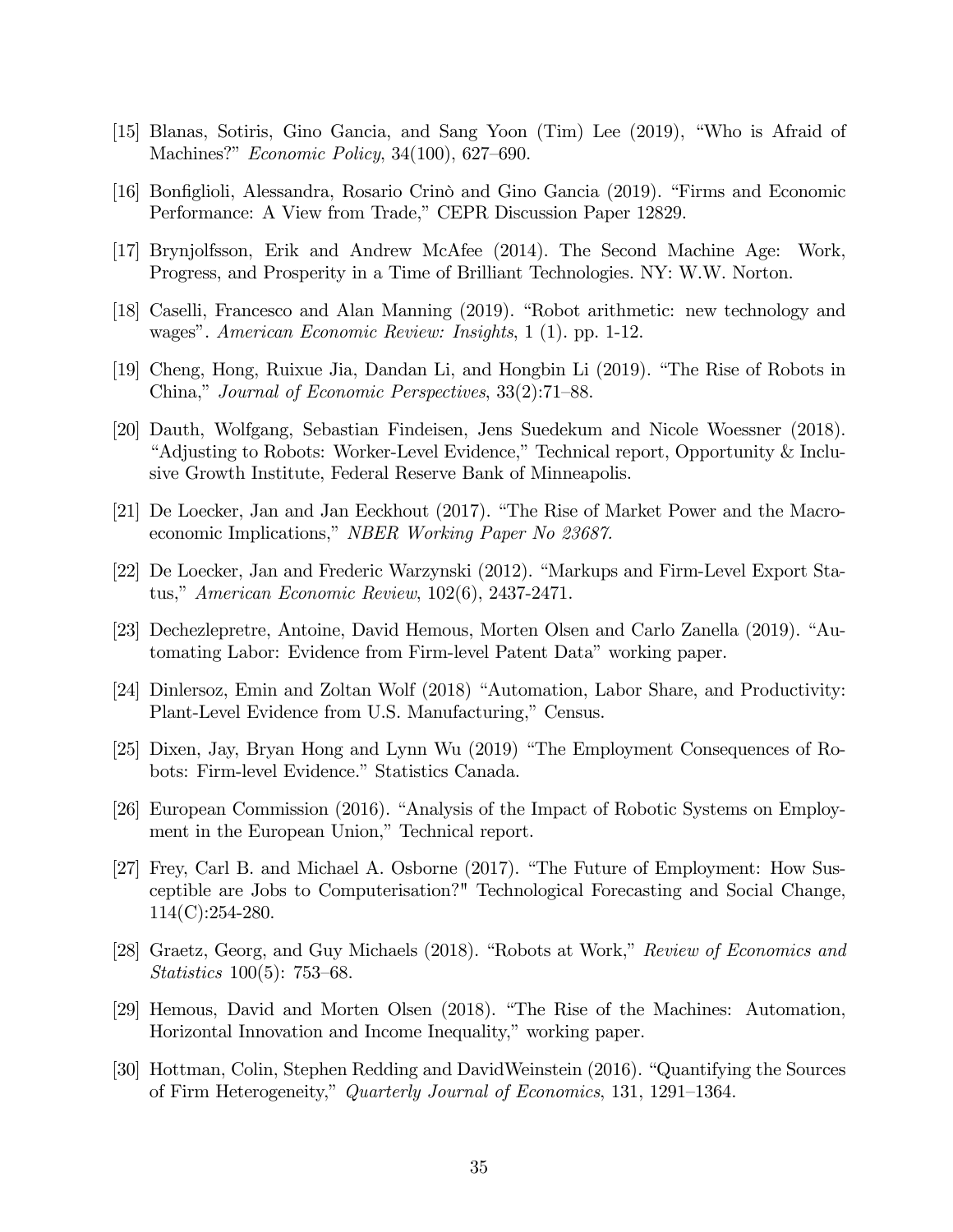[15] Blanas, Sotiris, Gino Gancia, and Sang Yoon (Tim) Lee (2019), "Who is Afraid of Machines?" *Economic Policy*, 34(100), 627–690.

[16] Bonfiglioli, Alessandra, Rosario Crinò and Gino Gancia (2019). "Firms and Economic Performance: A View from Trade," CEPR Discussion Paper 12829.

[17] Brynjolfsson, Erik and Andrew McAfee (2014). The Second Machine Age: Work, Progress, and Prosperity in a Time of Brilliant Technologies. NY: W.W. Norton.

[18] Caselli, Francesco and Alan Manning (2019). "Robot arithmetic: new technology and wages". *American Economic Review: Insights*, 1 (1). pp. 1-12.

[19] Cheng, Hong, Ruixue Jia, Dandan Li, and Hongbin Li (2019). "The Rise of Robots in China," *Journal of Economic Perspectives*, 33(2):71–88.

[20] Dauth, Wolfgang, Sebastian Findeisen, Jens Suedekum and Nicole Woessner (2018). "Adjusting to Robots: Worker-Level Evidence," Technical report, Opportunity & Inclusive Growth Institute, Federal Reserve Bank of Minneapolis.

[21] De Loecker, Jan and Jan Eeckhout (2017). "The Rise of Market Power and the Macroeconomic Implications," *NBER Working Paper No 23687.*

[22] De Loecker, Jan and Frederic Warzynski (2012). "Markups and Firm-Level Export Status," *American Economic Review*, 102(6), 2437-2471.

[23] Dechezlepretre, Antoine, David Hemous, Morten Olsen and Carlo Zanella (2019). "Automating Labor: Evidence from Firm-level Patent Data" working paper.

[24] Dinlersoz, Emin and Zoltan Wolf (2018) "Automation, Labor Share, and Productivity: Plant-Level Evidence from U.S. Manufacturing," Census.

[25] Dixen, Jay, Bryan Hong and Lynn Wu (2019) "The Employment Consequences of Robots: Firm-level Evidence." Statistics Canada.

[26] European Commission (2016). "Analysis of the Impact of Robotic Systems on Employment in the European Union," Technical report.

[27] Frey, Carl B. and Michael A. Osborne (2017). "The Future of Employment: How Susceptible are Jobs to Computerisation?" Technological Forecasting and Social Change, 114(C):254-280.

[28] Graetz, Georg, and Guy Michaels (2018). "Robots at Work," *Review of Economics and Statistics* 100(5): 753–68.

[29] Hemous, David and Morten Olsen (2018). "The Rise of the Machines: Automation, Horizontal Innovation and Income Inequality," working paper.

[30] Hottman, Colin, Stephen Redding and DavidWeinstein (2016). "Quantifying the Sources of Firm Heterogeneity," *Quarterly Journal of Economics*, 131, 1291–1364.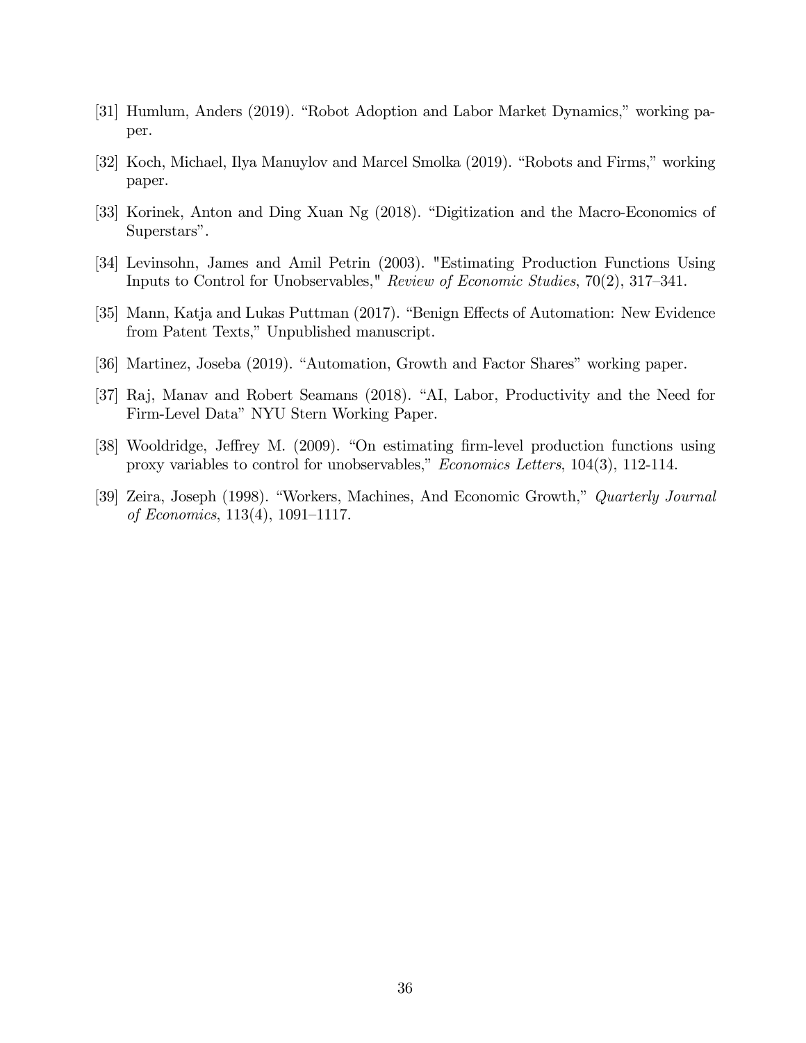[31] Humlum, Anders (2019). "Robot Adoption and Labor Market Dynamics," working paper.

[32] Koch, Michael, Ilya Manuylov and Marcel Smolka (2019). "Robots and Firms," working paper.

[33] Korinek, Anton and Ding Xuan Ng (2018). "Digitization and the Macro-Economics of Superstars".

[34] Levinsohn, James and Amil Petrin (2003). "Estimating Production Functions Using Inputs to Control for Unobservables," *Review of Economic Studies*, 70(2), 317–341.

[35] Mann, Katja and Lukas Puttman (2017). "Benign Effects of Automation: New Evidence from Patent Texts," Unpublished manuscript.

[36] Martinez, Joseba (2019). "Automation, Growth and Factor Shares" working paper.

[37] Raj, Manav and Robert Seamans (2018). "AI, Labor, Productivity and the Need for Firm-Level Data" NYU Stern Working Paper.

[38] Wooldridge, Jeffrey M. (2009). "On estimating firm-level production functions using proxy variables to control for unobservables," *Economics Letters*, 104(3), 112-114.

[39] Zeira, Joseph (1998). "Workers, Machines, And Economic Growth," *Quarterly Journal of Economics*, 113(4), 1091–1117.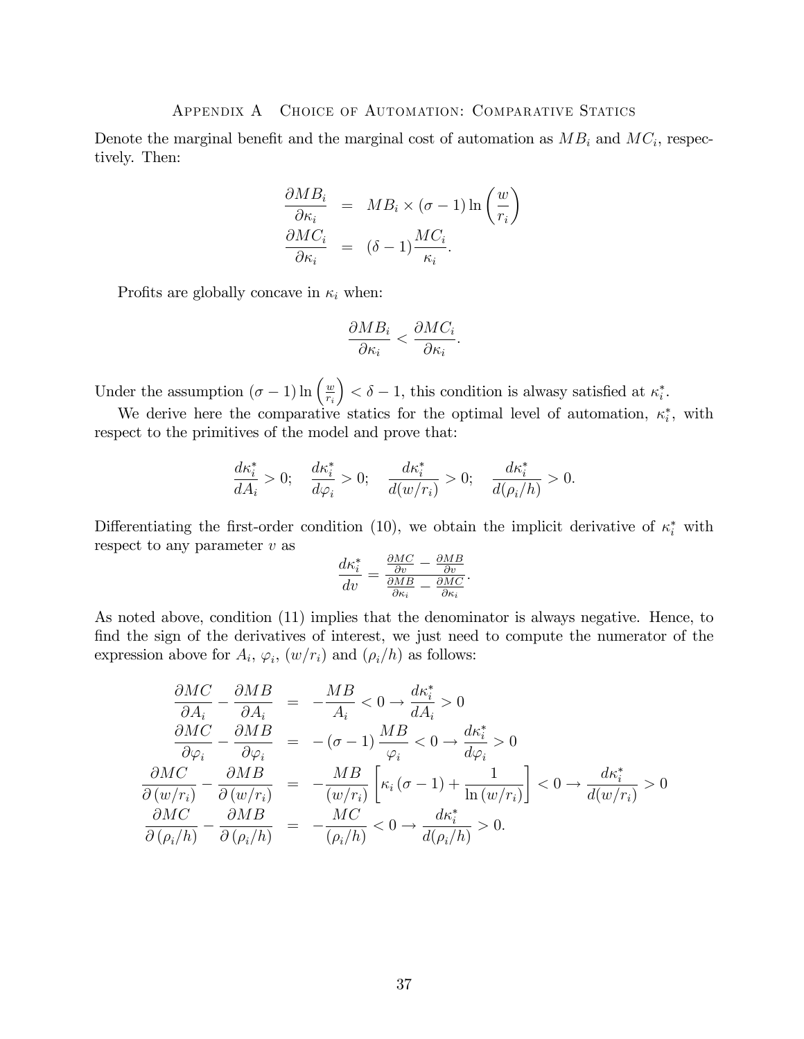# Appendix A Choice of Automation: Comparative Statics

Denote the marginal benefit and the marginal cost of automation as $MB_i$ and $MC_i$, respectively. Then:

$$
\begin{aligned}
\frac{\partial MB_i}{\partial \kappa_i} &= MB_i \times (\sigma - 1) \ln\left(\frac{w}{r_i}\right) \\
\frac{\partial MC_i}{\partial \kappa_i} &= (\delta - 1)\frac{MC_i}{\kappa_i}.
\end{aligned}
$$

Profits are globally concave in $\kappa_i$ when:

$$
\frac{\partial MB_i}{\partial \kappa_i} < \frac{\partial MC_i}{\partial \kappa_i}.
$$

Under the assumption $(\sigma - 1)\ln\left(\frac{w}{r_i}\right) < \delta - 1$, this condition is alwasy satisfied at $\kappa_i^*$.

We derive here the comparative statics for the optimal level of automation, $\kappa_i^*$, with respect to the primitives of the model and prove that:

$$
\frac{d\kappa_i^*}{dA_i} > 0; \quad \frac{d\kappa_i^*}{d\varphi_i} > 0; \quad \frac{d\kappa_i^*}{d(w/r_i)} > 0; \quad \frac{d\kappa_i^*}{d(\rho_i/h)} > 0.
$$

Differentiating the first-order condition (10), we obtain the implicit derivative of $\kappa_i^*$ with respect to any parameter $v$ as

$$
\frac{d\kappa_i^*}{dv} = \frac{\frac{\partial MC}{\partial v} - \frac{\partial MB}{\partial v}}{\frac{\partial MB}{\partial \kappa_i} - \frac{\partial MC}{\partial \kappa_i}}.
$$

As noted above, condition (11) implies that the denominator is always negative. Hence, to find the sign of the derivatives of interest, we just need to compute the numerator of the expression above for $A_i$, $\varphi_i$, $(w/r_i)$ and $(\rho_i/h)$ as follows:

$$
\begin{aligned}
\frac{\partial MC}{\partial A_i} - \frac{\partial MB}{\partial A_i} &= -\frac{MB}{A_i} < 0 \rightarrow \frac{d\kappa_i^*}{dA_i} > 0 \\
\frac{\partial MC}{\partial \varphi_i} - \frac{\partial MB}{\partial \varphi_i} &= -(\sigma - 1)\frac{MB}{\varphi_i} < 0 \rightarrow \frac{d\kappa_i^*}{d\varphi_i} > 0 \\
\frac{\partial MC}{\partial (w/r_i)} - \frac{\partial MB}{\partial (w/r_i)} &= -\frac{MB}{(w/r_i)}\left[\kappa_i(\sigma - 1) + \frac{1}{\ln(w/r_i)}\right] < 0 \rightarrow \frac{d\kappa_i^*}{d(w/r_i)} > 0 \\
\frac{\partial MC}{\partial (\rho_i/h)} - \frac{\partial MB}{\partial (\rho_i/h)} &= -\frac{MC}{(\rho_i/h)} < 0 \rightarrow \frac{d\kappa_i^*}{d(\rho_i/h)} > 0.
\end{aligned}
$$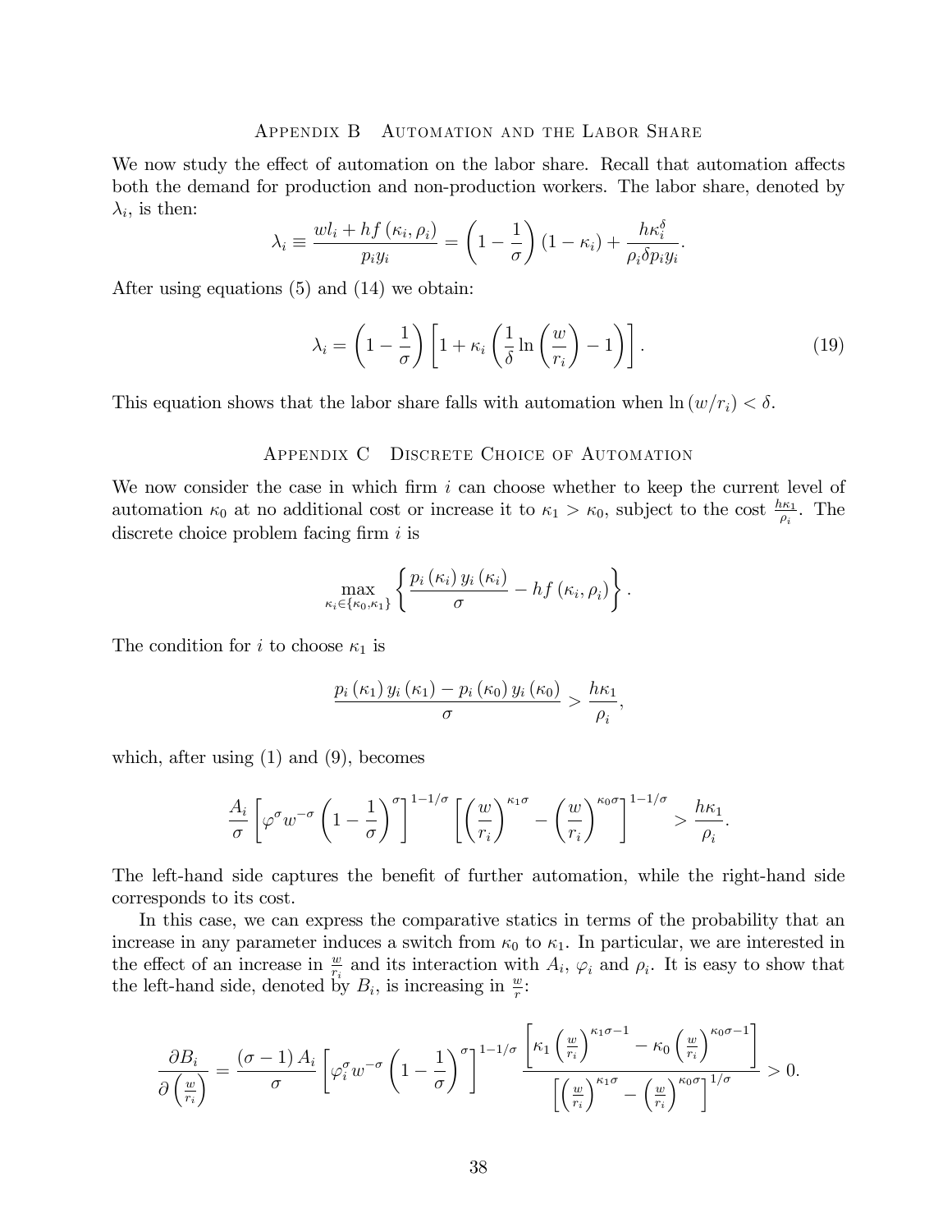## Appendix B  Automation and the Labor Share

We now study the effect of automation on the labor share. Recall that automation affects both the demand for production and non-production workers. The labor share, denoted by $\lambda_i$, is then:

$$\lambda_i \equiv \frac{wl_i + hf(\kappa_i, \rho_i)}{p_i y_i} = \left(1 - \frac{1}{\sigma}\right)(1 - \kappa_i) + \frac{h\kappa_i^\delta}{\rho_i \delta p_i y_i}.$$

After using equations (5) and (14) we obtain:

$$\lambda_i = \left(1 - \frac{1}{\sigma}\right)\left[1 + \kappa_i\left(\frac{1}{\delta}\ln\left(\frac{w}{r_i}\right) - 1\right)\right]. \tag{19}$$

This equation shows that the labor share falls with automation when $\ln(w/r_i) < \delta$.

## Appendix C  Discrete Choice of Automation

We now consider the case in which firm $i$ can choose whether to keep the current level of automation $\kappa_0$ at no additional cost or increase it to $\kappa_1 > \kappa_0$, subject to the cost $\frac{h\kappa_1}{\rho_i}$. The discrete choice problem facing firm $i$ is

$$\max_{\kappa_i \in \{\kappa_0, \kappa_1\}} \left\{\frac{p_i(\kappa_i) y_i(\kappa_i)}{\sigma} - hf(\kappa_i, \rho_i)\right\}.$$

The condition for $i$ to choose $\kappa_1$ is

$$\frac{p_i(\kappa_1) y_i(\kappa_1) - p_i(\kappa_0) y_i(\kappa_0)}{\sigma} > \frac{h\kappa_1}{\rho_i},$$

which, after using (1) and (9), becomes

$$\frac{A_i}{\sigma}\left[\varphi^\sigma w^{-\sigma}\left(1 - \frac{1}{\sigma}\right)^\sigma\right]^{1-1/\sigma}\left[\left(\frac{w}{r_i}\right)^{\kappa_1\sigma} - \left(\frac{w}{r_i}\right)^{\kappa_0\sigma}\right]^{1-1/\sigma} > \frac{h\kappa_1}{\rho_i}.$$

The left-hand side captures the benefit of further automation, while the right-hand side corresponds to its cost.

In this case, we can express the comparative statics in terms of the probability that an increase in any parameter induces a switch from $\kappa_0$ to $\kappa_1$. In particular, we are interested in the effect of an increase in $\frac{w}{r_i}$ and its interaction with $A_i$, $\varphi_i$ and $\rho_i$. It is easy to show that the left-hand side, denoted by $B_i$, is increasing in $\frac{w}{r}$:

$$\frac{\partial B_i}{\partial\left(\frac{w}{r_i}\right)} = \frac{(\sigma - 1)A_i}{\sigma}\left[\varphi_i^\sigma w^{-\sigma}\left(1 - \frac{1}{\sigma}\right)^\sigma\right]^{1-1/\sigma} \frac{\left[\kappa_1\left(\frac{w}{r_i}\right)^{\kappa_1\sigma - 1} - \kappa_0\left(\frac{w}{r_i}\right)^{\kappa_0\sigma - 1}\right]}{\left[\left(\frac{w}{r_i}\right)^{\kappa_1\sigma} - \left(\frac{w}{r_i}\right)^{\kappa_0\sigma}\right]^{1/\sigma}} > 0.$$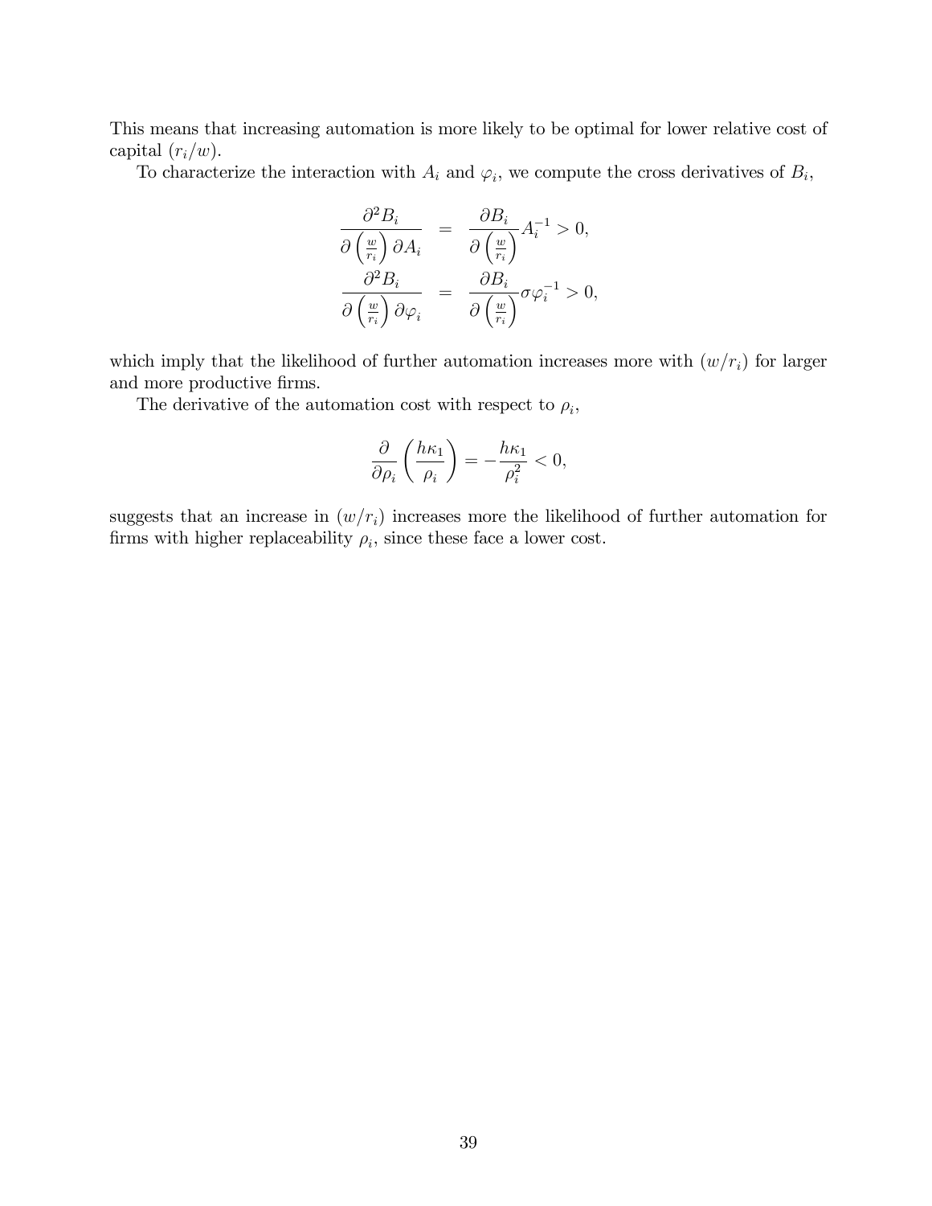This means that increasing automation is more likely to be optimal for lower relative cost of capital ($r_i/w$).

To characterize the interaction with $A_i$ and $\varphi_i$, we compute the cross derivatives of $B_i$,

$$
\begin{aligned}
\frac{\partial^2 B_i}{\partial \left(\frac{w}{r_i}\right) \partial A_i} &= \frac{\partial B_i}{\partial \left(\frac{w}{r_i}\right)} A_i^{-1} > 0, \\
\frac{\partial^2 B_i}{\partial \left(\frac{w}{r_i}\right) \partial \varphi_i} &= \frac{\partial B_i}{\partial \left(\frac{w}{r_i}\right)} \sigma \varphi_i^{-1} > 0,
\end{aligned}
$$

which imply that the likelihood of further automation increases more with $(w/r_i)$ for larger and more productive firms.

The derivative of the automation cost with respect to $\rho_i$,

$$
\frac{\partial}{\partial \rho_i} \left( \frac{h \kappa_1}{\rho_i} \right) = -\frac{h \kappa_1}{\rho_i^2} < 0,
$$

suggests that an increase in $(w/r_i)$ increases more the likelihood of further automation for firms with higher replaceability $\rho_i$, since these face a lower cost.